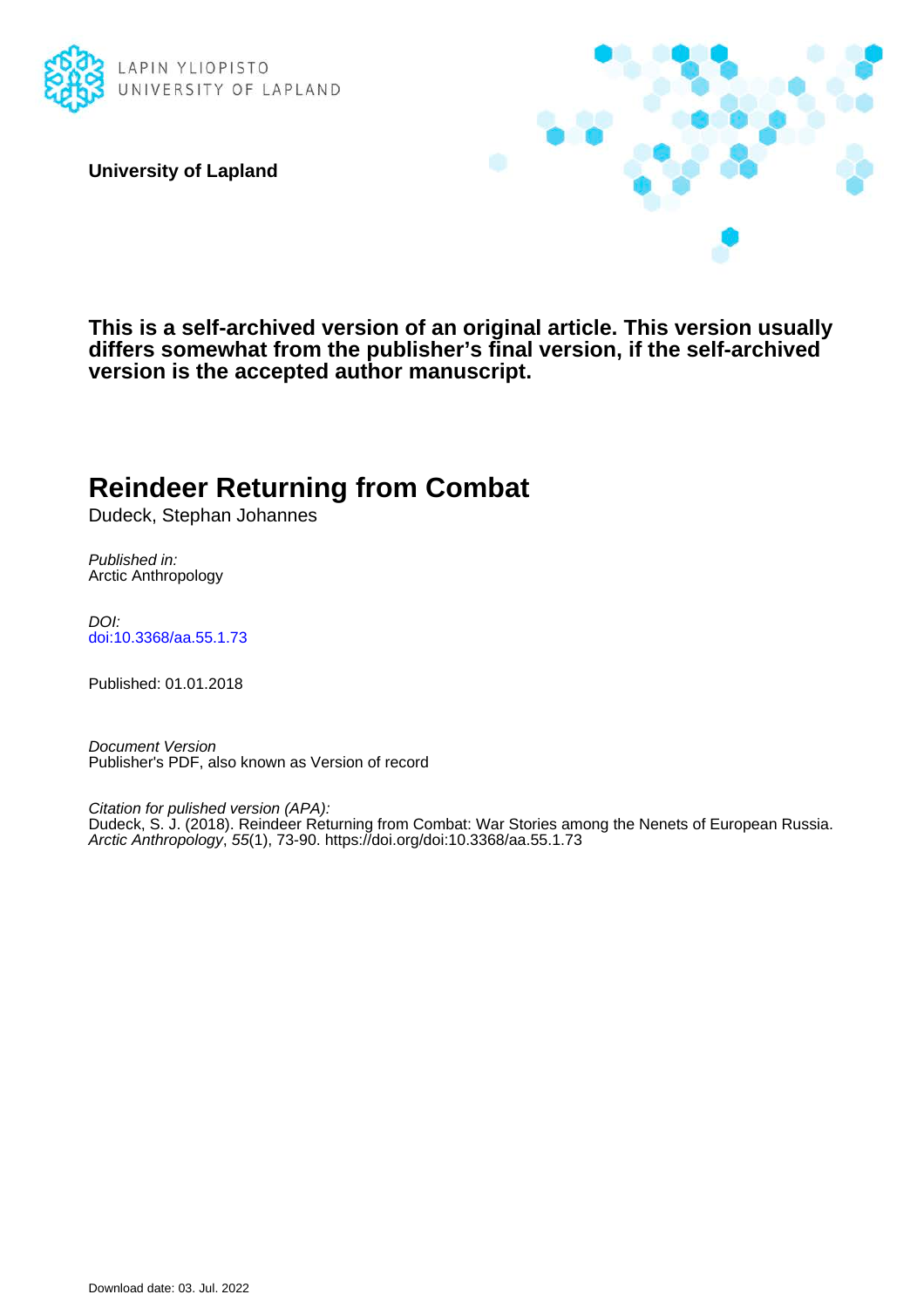LAPIN YLIOPISTO
UNIVERSITY OF LAPLAND

**University of Lapland**

**This is a self-archived version of an original article. This version usually differs somewhat from the publisher's final version, if the self-archived version is the accepted author manuscript.**

# Reindeer Returning from Combat

Dudeck, Stephan Johannes

*Published in:*
Arctic Anthropology

*DOI:*
doi:10.3368/aa.55.1.73

Published: 01.01.2018

*Document Version*
Publisher's PDF, also known as Version of record

*Citation for pulished version (APA):*
Dudeck, S. J. (2018). Reindeer Returning from Combat: War Stories among the Nenets of European Russia. *Arctic Anthropology*, *55*(1), 73-90. https://doi.org/doi:10.3368/aa.55.1.73

Download date: 03. Jul. 2022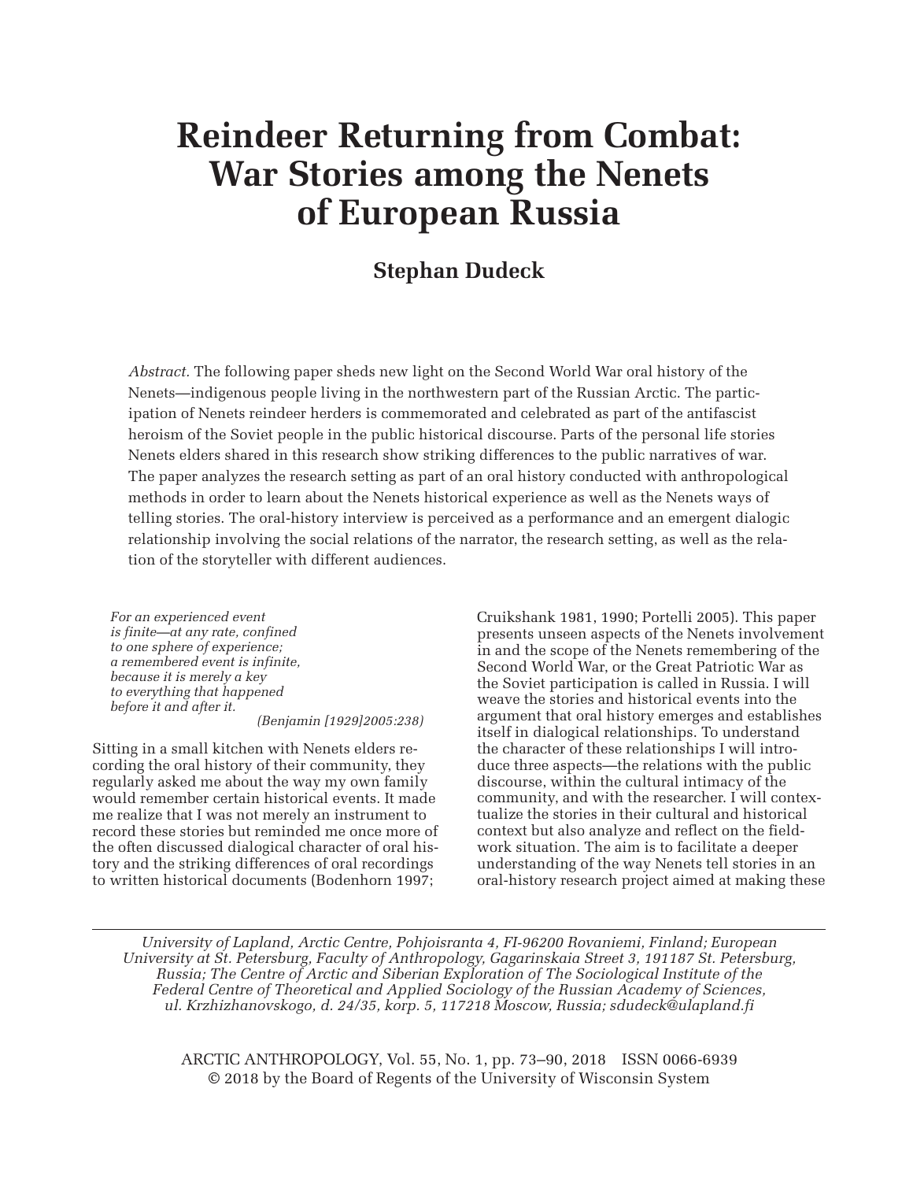# Reindeer Returning from Combat: War Stories among the Nenets of European Russia

## Stephan Dudeck

*Abstract.* The following paper sheds new light on the Second World War oral history of the Nenets—indigenous people living in the northwestern part of the Russian Arctic. The participation of Nenets reindeer herders is commemorated and celebrated as part of the antifascist heroism of the Soviet people in the public historical discourse. Parts of the personal life stories Nenets elders shared in this research show striking differences to the public narratives of war. The paper analyzes the research setting as part of an oral history conducted with anthropological methods in order to learn about the Nenets historical experience as well as the Nenets ways of telling stories. The oral-history interview is perceived as a performance and an emergent dialogic relationship involving the social relations of the narrator, the research setting, as well as the relation of the storyteller with different audiences.

> *For an experienced event*
> *is finite—at any rate, confined*
> *to one sphere of experience;*
> *a remembered event is infinite,*
> *because it is merely a key*
> *to everything that happened*
> *before it and after it.*
>
> (Benjamin [1929]2005:238)

Sitting in a small kitchen with Nenets elders recording the oral history of their community, they regularly asked me about the way my own family would remember certain historical events. It made me realize that I was not merely an instrument to record these stories but reminded me once more of the often discussed dialogical character of oral history and the striking differences of oral recordings to written historical documents (Bodenhorn 1997; Cruikshank 1981, 1990; Portelli 2005). This paper presents unseen aspects of the Nenets involvement in and the scope of the Nenets remembering of the Second World War, or the Great Patriotic War as the Soviet participation is called in Russia. I will weave the stories and historical events into the argument that oral history emerges and establishes itself in dialogical relationships. To understand the character of these relationships I will introduce three aspects—the relations with the public discourse, within the cultural intimacy of the community, and with the researcher. I will contextualize the stories in their cultural and historical context but also analyze and reflect on the fieldwork situation. The aim is to facilitate a deeper understanding of the way Nenets tell stories in an oral-history research project aimed at making these

---

*University of Lapland, Arctic Centre, Pohjoisranta 4, FI-96200 Rovaniemi, Finland; European University at St. Petersburg, Faculty of Anthropology, Gagarinskaia Street 3, 191187 St. Petersburg, Russia; The Centre of Arctic and Siberian Exploration of The Sociological Institute of the Federal Centre of Theoretical and Applied Sociology of the Russian Academy of Sciences, ul. Krzhizhanovskogo, d. 24/35, korp. 5, 117218 Moscow, Russia; sdudeck@ulapland.fi*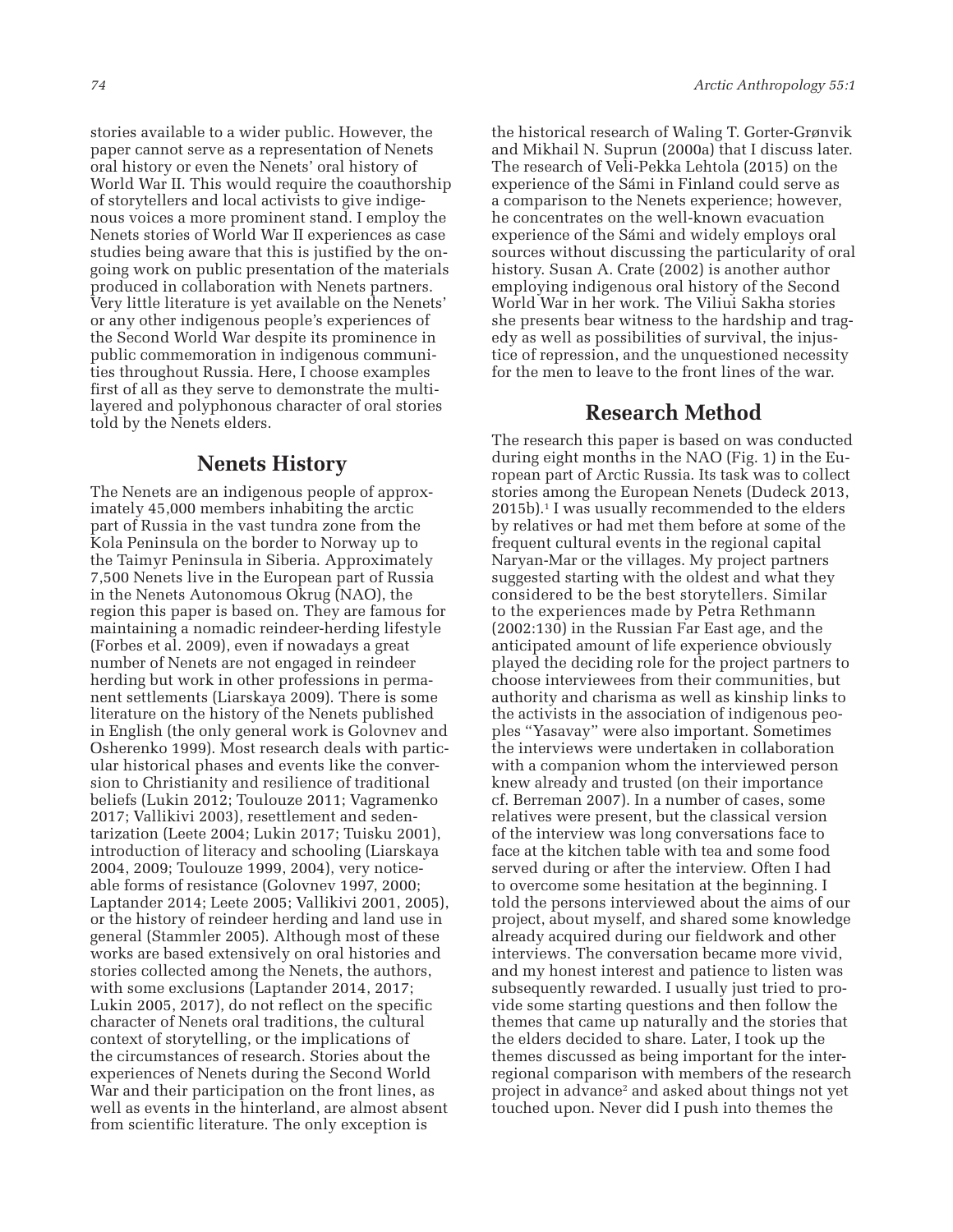stories available to a wider public. However, the paper cannot serve as a representation of Nenets oral history or even the Nenets' oral history of World War II. This would require the coauthorship of storytellers and local activists to give indigenous voices a more prominent stand. I employ the Nenets stories of World War II experiences as case studies being aware that this is justified by the ongoing work on public presentation of the materials produced in collaboration with Nenets partners. Very little literature is yet available on the Nenets' or any other indigenous people's experiences of the Second World War despite its prominence in public commemoration in indigenous communities throughout Russia. Here, I choose examples first of all as they serve to demonstrate the multilayered and polyphonous character of oral stories told by the Nenets elders.

## Nenets History

The Nenets are an indigenous people of approximately 45,000 members inhabiting the arctic part of Russia in the vast tundra zone from the Kola Peninsula on the border to Norway up to the Taimyr Peninsula in Siberia. Approximately 7,500 Nenets live in the European part of Russia in the Nenets Autonomous Okrug (NAO), the region this paper is based on. They are famous for maintaining a nomadic reindeer-herding lifestyle (Forbes et al. 2009), even if nowadays a great number of Nenets are not engaged in reindeer herding but work in other professions in permanent settlements (Liarskaya 2009). There is some literature on the history of the Nenets published in English (the only general work is Golovnev and Osherenko 1999). Most research deals with particular historical phases and events like the conversion to Christianity and resilience of traditional beliefs (Lukin 2012; Toulouze 2011; Vagramenko 2017; Vallikivi 2003), resettlement and sedentarization (Leete 2004; Lukin 2017; Tuisku 2001), introduction of literacy and schooling (Liarskaya 2004, 2009; Toulouze 1999, 2004), very noticeable forms of resistance (Golovnev 1997, 2000; Laptander 2014; Leete 2005; Vallikivi 2001, 2005), or the history of reindeer herding and land use in general (Stammler 2005). Although most of these works are based extensively on oral histories and stories collected among the Nenets, the authors, with some exclusions (Laptander 2014, 2017; Lukin 2005, 2017), do not reflect on the specific character of Nenets oral traditions, the cultural context of storytelling, or the implications of the circumstances of research. Stories about the experiences of Nenets during the Second World War and their participation on the front lines, as well as events in the hinterland, are almost absent from scientific literature. The only exception is the historical research of Waling T. Gorter-Grønvik and Mikhail N. Suprun (2000a) that I discuss later. The research of Veli-Pekka Lehtola (2015) on the experience of the Sámi in Finland could serve as a comparison to the Nenets experience; however, he concentrates on the well-known evacuation experience of the Sámi and widely employs oral sources without discussing the particularity of oral history. Susan A. Crate (2002) is another author employing indigenous oral history of the Second World War in her work. The Viliui Sakha stories she presents bear witness to the hardship and tragedy as well as possibilities of survival, the injustice of repression, and the unquestioned necessity for the men to leave to the front lines of the war.

## Research Method

The research this paper is based on was conducted during eight months in the NAO (Fig. 1) in the European part of Arctic Russia. Its task was to collect stories among the European Nenets (Dudeck 2013, 2015b).[1] I was usually recommended to the elders by relatives or had met them before at some of the frequent cultural events in the regional capital Naryan-Mar or the villages. My project partners suggested starting with the oldest and what they considered to be the best storytellers. Similar to the experiences made by Petra Rethmann (2002:130) in the Russian Far East age, and the anticipated amount of life experience obviously played the deciding role for the project partners to choose interviewees from their communities, but authority and charisma as well as kinship links to the activists in the association of indigenous peoples "Yasavay" were also important. Sometimes the interviews were undertaken in collaboration with a companion whom the interviewed person knew already and trusted (on their importance cf. Berreman 2007). In a number of cases, some relatives were present, but the classical version of the interview was long conversations face to face at the kitchen table with tea and some food served during or after the interview. Often I had to overcome some hesitation at the beginning. I told the persons interviewed about the aims of our project, about myself, and shared some knowledge already acquired during our fieldwork and other interviews. The conversation became more vivid, and my honest interest and patience to listen was subsequently rewarded. I usually just tried to provide some starting questions and then follow the themes that came up naturally and the stories that the elders decided to share. Later, I took up the themes discussed as being important for the interregional comparison with members of the research project in advance[2] and asked about things not yet touched upon. Never did I push into themes the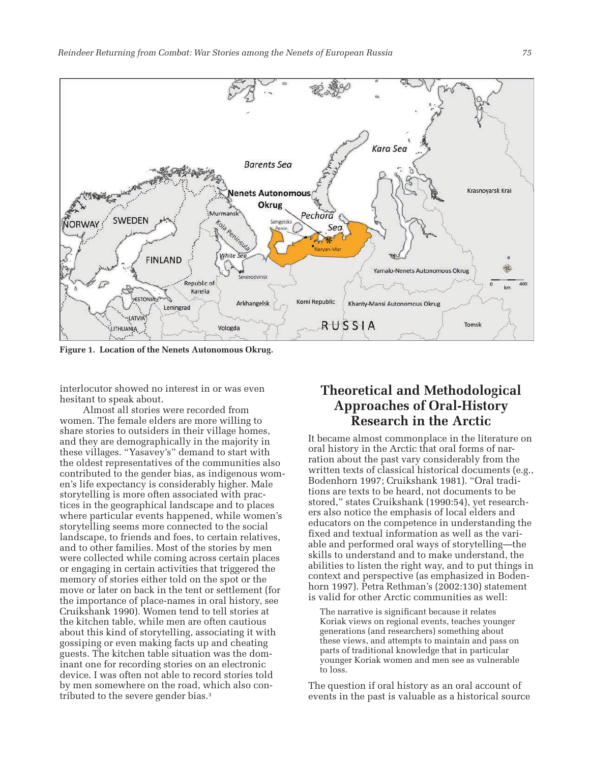Figure 1. Location of the Nenets Autonomous Okrug.

interlocutor showed no interest in or was even hesitant to speak about.

Almost all stories were recorded from women. The female elders are more willing to share stories to outsiders in their village homes, and they are demographically in the majority in these villages. "Yasavey's" demand to start with the oldest representatives of the communities also contributed to the gender bias, as indigenous women's life expectancy is considerably higher. Male storytelling is more often associated with practices in the geographical landscape and to places where particular events happened, while women's storytelling seems more connected to the social landscape, to friends and foes, to certain relatives, and to other families. Most of the stories by men were collected while coming across certain places or engaging in certain activities that triggered the memory of stories either told on the spot or the move or later on back in the tent or settlement (for the importance of place-names in oral history, see Cruikshank 1990). Women tend to tell stories at the kitchen table, while men are often cautious about this kind of storytelling, associating it with gossiping or even making facts up and cheating guests. The kitchen table situation was the dominant one for recording stories on an electronic device. I was often not able to record stories told by men somewhere on the road, which also contributed to the severe gender bias.[3]

## Theoretical and Methodological Approaches of Oral-History Research in the Arctic

It became almost commonplace in the literature on oral history in the Arctic that oral forms of narration about the past vary considerably from the written texts of classical historical documents (e.g., Bodenhorn 1997; Cruikshank 1981). "Oral traditions are texts to be heard, not documents to be stored," states Cruikshank (1990:54), yet researchers also notice the emphasis of local elders and educators on the competence in understanding the fixed and textual information as well as the variable and performed oral ways of storytelling—the skills to understand and to make understand, the abilities to listen the right way, and to put things in context and perspective (as emphasized in Bodenhorn 1997). Petra Rethman's (2002:130) statement is valid for other Arctic communities as well:

> The narrative is significant because it relates Koriak views on regional events, teaches younger generations (and researchers) something about these views, and attempts to maintain and pass on parts of traditional knowledge that in particular younger Koriak women and men see as vulnerable to loss.

The question if oral history as an oral account of events in the past is valuable as a historical source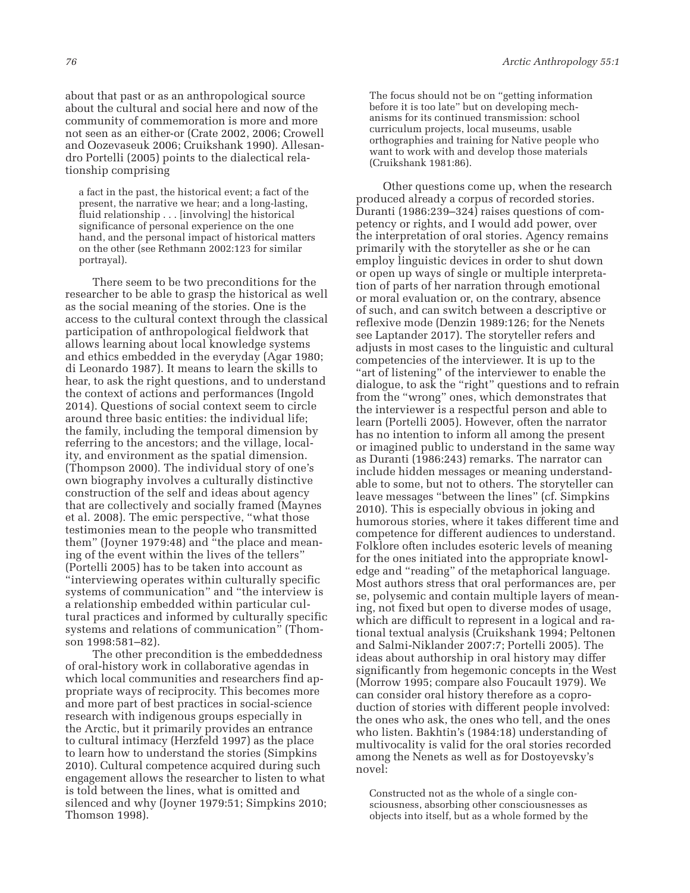about that past or as an anthropological source about the cultural and social here and now of the community of commemoration is more and more not seen as an either-or (Crate 2002, 2006; Crowell and Oozevaseuk 2006; Cruikshank 1990). Allessandro Portelli (2005) points to the dialectical relationship comprising

> a fact in the past, the historical event; a fact of the present, the narrative we hear; and a long-lasting, fluid relationship . . . [involving] the historical significance of personal experience on the one hand, and the personal impact of historical matters on the other (see Rethmann 2002:123 for similar portrayal).

There seem to be two preconditions for the researcher to be able to grasp the historical as well as the social meaning of the stories. One is the access to the cultural context through the classical participation of anthropological fieldwork that allows learning about local knowledge systems and ethics embedded in the everyday (Agar 1980; di Leonardo 1987). It means to learn the skills to hear, to ask the right questions, and to understand the context of actions and performances (Ingold 2014). Questions of social context seem to circle around three basic entities: the individual life; the family, including the temporal dimension by referring to the ancestors; and the village, locality, and environment as the spatial dimension. (Thompson 2000). The individual story of one's own biography involves a culturally distinctive construction of the self and ideas about agency that are collectively and socially framed (Maynes et al. 2008). The emic perspective, "what those testimonies mean to the people who transmitted them" (Joyner 1979:48) and "the place and meaning of the event within the lives of the tellers" (Portelli 2005) has to be taken into account as "interviewing operates within culturally specific systems of communication" and "the interview is a relationship embedded within particular cultural practices and informed by culturally specific systems and relations of communication" (Thomson 1998:581–82).

The other precondition is the embeddedness of oral-history work in collaborative agendas in which local communities and researchers find appropriate ways of reciprocity. This becomes more and more part of best practices in social-science research with indigenous groups especially in the Arctic, but it primarily provides an entrance to cultural intimacy (Herzfeld 1997) as the place to learn how to understand the stories (Simpkins 2010). Cultural competence acquired during such engagement allows the researcher to listen to what is told between the lines, what is omitted and silenced and why (Joyner 1979:51; Simpkins 2010; Thomson 1998).

> The focus should not be on "getting information before it is too late" but on developing mechanisms for its continued transmission: school curriculum projects, local museums, usable orthographies and training for Native people who want to work with and develop those materials (Cruikshank 1981:86).

Other questions come up, when the research produced already a corpus of recorded stories. Duranti (1986:239–324) raises questions of competency or rights, and I would add power, over the interpretation of oral stories. Agency remains primarily with the storyteller as she or he can employ linguistic devices in order to shut down or open up ways of single or multiple interpretation of parts of her narration through emotional or moral evaluation or, on the contrary, absence of such, and can switch between a descriptive or reflexive mode (Denzin 1989:126; for the Nenets see Laptander 2017). The storyteller refers and adjusts in most cases to the linguistic and cultural competencies of the interviewer. It is up to the "art of listening" of the interviewer to enable the dialogue, to ask the "right" questions and to refrain from the "wrong" ones, which demonstrates that the interviewer is a respectful person and able to learn (Portelli 2005). However, often the narrator has no intention to inform all among the present or imagined public to understand in the same way as Duranti (1986:243) remarks. The narrator can include hidden messages or meaning understandable to some, but not to others. The storyteller can leave messages "between the lines" (cf. Simpkins 2010). This is especially obvious in joking and humorous stories, where it takes different time and competence for different audiences to understand. Folklore often includes esoteric levels of meaning for the ones initiated into the appropriate knowledge and "reading" of the metaphorical language. Most authors stress that oral performances are, per se, polysemic and contain multiple layers of meaning, not fixed but open to diverse modes of usage, which are difficult to represent in a logical and rational textual analysis (Cruikshank 1994; Peltonen and Salmi-Niklander 2007:7; Portelli 2005). The ideas about authorship in oral history may differ significantly from hegemonic concepts in the West (Morrow 1995; compare also Foucault 1979). We can consider oral history therefore as a coproduction of stories with different people involved: the ones who ask, the ones who tell, and the ones who listen. Bakhtin's (1984:18) understanding of multivocality is valid for the oral stories recorded among the Nenets as well as for Dostoyevsky's novel:

> Constructed not as the whole of a single consciousness, absorbing other consciousnesses as objects into itself, but as a whole formed by the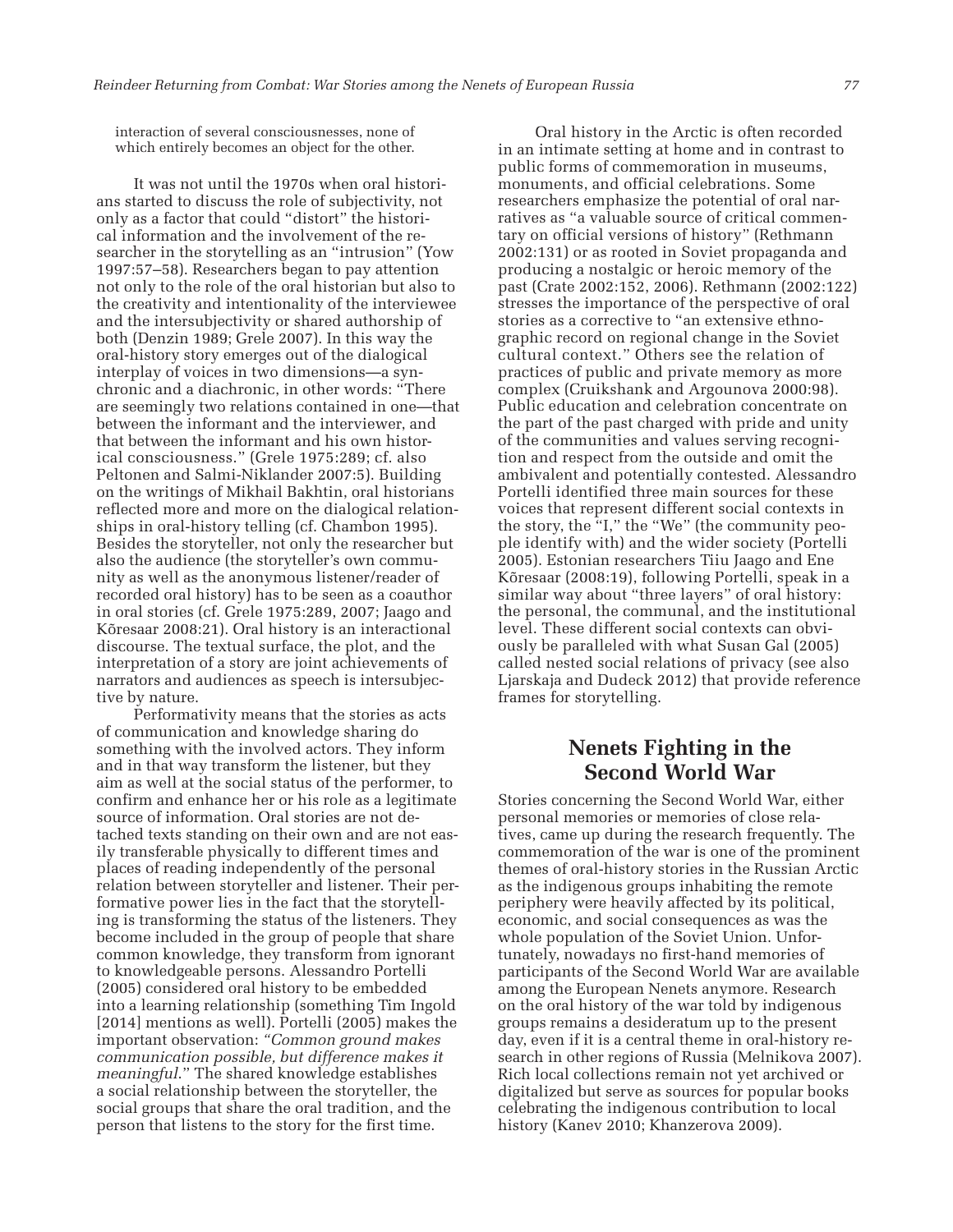interaction of several consciousnesses, none of which entirely becomes an object for the other.

It was not until the 1970s when oral historians started to discuss the role of subjectivity, not only as a factor that could "distort" the historical information and the involvement of the researcher in the storytelling as an "intrusion" (Yow 1997:57–58). Researchers began to pay attention not only to the role of the oral historian but also to the creativity and intentionality of the interviewee and the intersubjectivity or shared authorship of both (Denzin 1989; Grele 2007). In this way the oral-history story emerges out of the dialogical interplay of voices in two dimensions—a synchronic and a diachronic, in other words: "There are seemingly two relations contained in one—that between the informant and the interviewer, and that between the informant and his own historical consciousness." (Grele 1975:289; cf. also Peltonen and Salmi-Niklander 2007:5). Building on the writings of Mikhail Bakhtin, oral historians reflected more and more on the dialogical relationships in oral-history telling (cf. Chambon 1995). Besides the storyteller, not only the researcher but also the audience (the storyteller's own community as well as the anonymous listener/reader of recorded oral history) has to be seen as a coauthor in oral stories (cf. Grele 1975:289, 2007; Jaago and Kõresaar 2008:21). Oral history is an interactional discourse. The textual surface, the plot, and the interpretation of a story are joint achievements of narrators and audiences as speech is intersubjective by nature.

Performativity means that the stories as acts of communication and knowledge sharing do something with the involved actors. They inform and in that way transform the listener, but they aim as well at the social status of the performer, to confirm and enhance her or his role as a legitimate source of information. Oral stories are not detached texts standing on their own and are not easily transferable physically to different times and places of reading independently of the personal relation between storyteller and listener. Their performative power lies in the fact that the storytelling is transforming the status of the listeners. They become included in the group of people that share common knowledge, they transform from ignorant to knowledgeable persons. Alessandro Portelli (2005) considered oral history to be embedded into a learning relationship (something Tim Ingold [2014] mentions as well). Portelli (2005) makes the important observation: *"Common ground makes communication possible, but difference makes it meaningful."* The shared knowledge establishes a social relationship between the storyteller, the social groups that share the oral tradition, and the person that listens to the story for the first time.

Oral history in the Arctic is often recorded in an intimate setting at home and in contrast to public forms of commemoration in museums, monuments, and official celebrations. Some researchers emphasize the potential of oral narratives as "a valuable source of critical commentary on official versions of history" (Rethmann 2002:131) or as rooted in Soviet propaganda and producing a nostalgic or heroic memory of the past (Crate 2002:152, 2006). Rethmann (2002:122) stresses the importance of the perspective of oral stories as a corrective to "an extensive ethnographic record on regional change in the Soviet cultural context." Others see the relation of practices of public and private memory as more complex (Cruikshank and Argounova 2000:98). Public education and celebration concentrate on the part of the past charged with pride and unity of the communities and values serving recognition and respect from the outside and omit the ambivalent and potentially contested. Alessandro Portelli identified three main sources for these voices that represent different social contexts in the story, the "I," the "We" (the community people identify with) and the wider society (Portelli 2005). Estonian researchers Tiiu Jaago and Ene Kõresaar (2008:19), following Portelli, speak in a similar way about "three layers" of oral history: the personal, the communal, and the institutional level. These different social contexts can obviously be paralleled with what Susan Gal (2005) called nested social relations of privacy (see also Ljarskaja and Dudeck 2012) that provide reference frames for storytelling.

## Nenets Fighting in the Second World War

Stories concerning the Second World War, either personal memories or memories of close relatives, came up during the research frequently. The commemoration of the war is one of the prominent themes of oral-history stories in the Russian Arctic as the indigenous groups inhabiting the remote periphery were heavily affected by its political, economic, and social consequences as was the whole population of the Soviet Union. Unfortunately, nowadays no first-hand memories of participants of the Second World War are available among the European Nenets anymore. Research on the oral history of the war told by indigenous groups remains a desideratum up to the present day, even if it is a central theme in oral-history research in other regions of Russia (Melnikova 2007). Rich local collections remain not yet archived or digitalized but serve as sources for popular books celebrating the indigenous contribution to local history (Kanev 2010; Khanzerova 2009).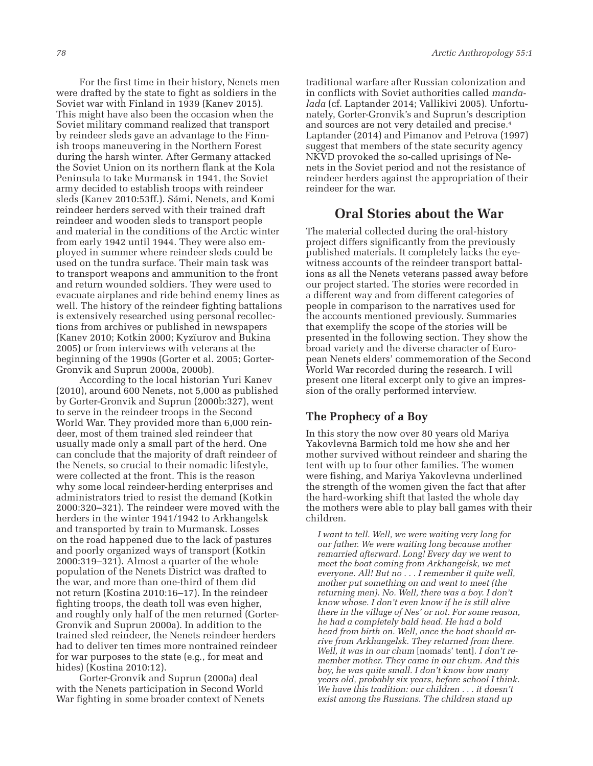For the first time in their history, Nenets men were drafted by the state to fight as soldiers in the Soviet war with Finland in 1939 (Kanev 2015). This might have also been the occasion when the Soviet military command realized that transport by reindeer sleds gave an advantage to the Finnish troops maneuvering in the Northern Forest during the harsh winter. After Germany attacked the Soviet Union on its northern flank at the Kola Peninsula to take Murmansk in 1941, the Soviet army decided to establish troops with reindeer sleds (Kanev 2010:53ff.). Sámi, Nenets, and Komi reindeer herders served with their trained draft reindeer and wooden sleds to transport people and material in the conditions of the Arctic winter from early 1942 until 1944. They were also employed in summer where reindeer sleds could be used on the tundra surface. Their main task was to transport weapons and ammunition to the front and return wounded soldiers. They were used to evacuate airplanes and ride behind enemy lines as well. The history of the reindeer fighting battalions is extensively researched using personal recollections from archives or published in newspapers (Kanev 2010; Kotkin 2000; Kyzïurov and Bukina 2005) or from interviews with veterans at the beginning of the 1990s (Gorter et al. 2005; Gorter-Gronvik and Suprun 2000a, 2000b).

According to the local historian Yuri Kanev (2010), around 600 Nenets, not 5,000 as published by Gorter-Gronvik and Suprun (2000b:327), went to serve in the reindeer troops in the Second World War. They provided more than 6,000 reindeer, most of them trained sled reindeer that usually made only a small part of the herd. One can conclude that the majority of draft reindeer of the Nenets, so crucial to their nomadic lifestyle, were collected at the front. This is the reason why some local reindeer-herding enterprises and administrators tried to resist the demand (Kotkin 2000:320–321). The reindeer were moved with the herders in the winter 1941/1942 to Arkhangelsk and transported by train to Murmansk. Losses on the road happened due to the lack of pastures and poorly organized ways of transport (Kotkin 2000:319–321). Almost a quarter of the whole population of the Nenets District was drafted to the war, and more than one-third of them did not return (Kostina 2010:16–17). In the reindeer fighting troops, the death toll was even higher, and roughly only half of the men returned (Gorter-Gronvik and Suprun 2000a). In addition to the trained sled reindeer, the Nenets reindeer herders had to deliver ten times more nontrained reindeer for war purposes to the state (e.g., for meat and hides) (Kostina 2010:12).

Gorter-Gronvik and Suprun (2000a) deal with the Nenets participation in Second World War fighting in some broader context of Nenets traditional warfare after Russian colonization and in conflicts with Soviet authorities called *mandalada* (cf. Laptander 2014; Vallikivi 2005). Unfortunately, Gorter-Gronvik's and Suprun's description and sources are not very detailed and precise.[4] Laptander (2014) and Pimanov and Petrova (1997) suggest that members of the state security agency NKVD provoked the so-called uprisings of Nenets in the Soviet period and not the resistance of reindeer herders against the appropriation of their reindeer for the war.

## Oral Stories about the War

The material collected during the oral-history project differs significantly from the previously published materials. It completely lacks the eyewitness accounts of the reindeer transport battalions as all the Nenets veterans passed away before our project started. The stories were recorded in a different way and from different categories of people in comparison to the narratives used for the accounts mentioned previously. Summaries that exemplify the scope of the stories will be presented in the following section. They show the broad variety and the diverse character of European Nenets elders' commemoration of the Second World War recorded during the research. I will present one literal excerpt only to give an impression of the orally performed interview.

### The Prophecy of a Boy

In this story the now over 80 years old Mariya Yakovlevna Barmich told me how she and her mother survived without reindeer and sharing the tent with up to four other families. The women were fishing, and Mariya Yakovlevna underlined the strength of the women given the fact that after the hard-working shift that lasted the whole day the mothers were able to play ball games with their children.

> *I want to tell. Well, we were waiting very long for our father. We were waiting long because mother remarried afterward. Long! Every day we went to meet the boat coming from Arkhangelsk, we met everyone. All! But no . . . I remember it quite well, mother put something on and went to meet (the returning men). No. Well, there was a boy. I don't know whose. I don't even know if he is still alive there in the village of Nes' or not. For some reason, he had a completely bald head. He had a bold head from birth on. Well, once the boat should arrive from Arkhangelsk. They returned from there. Well, it was in our chum* [nomads' tent]. *I don't remember mother. They came in our chum. And this boy, he was quite small. I don't know how many years old, probably six years, before school I think. We have this tradition: our children . . . it doesn't exist among the Russians. The children stand up*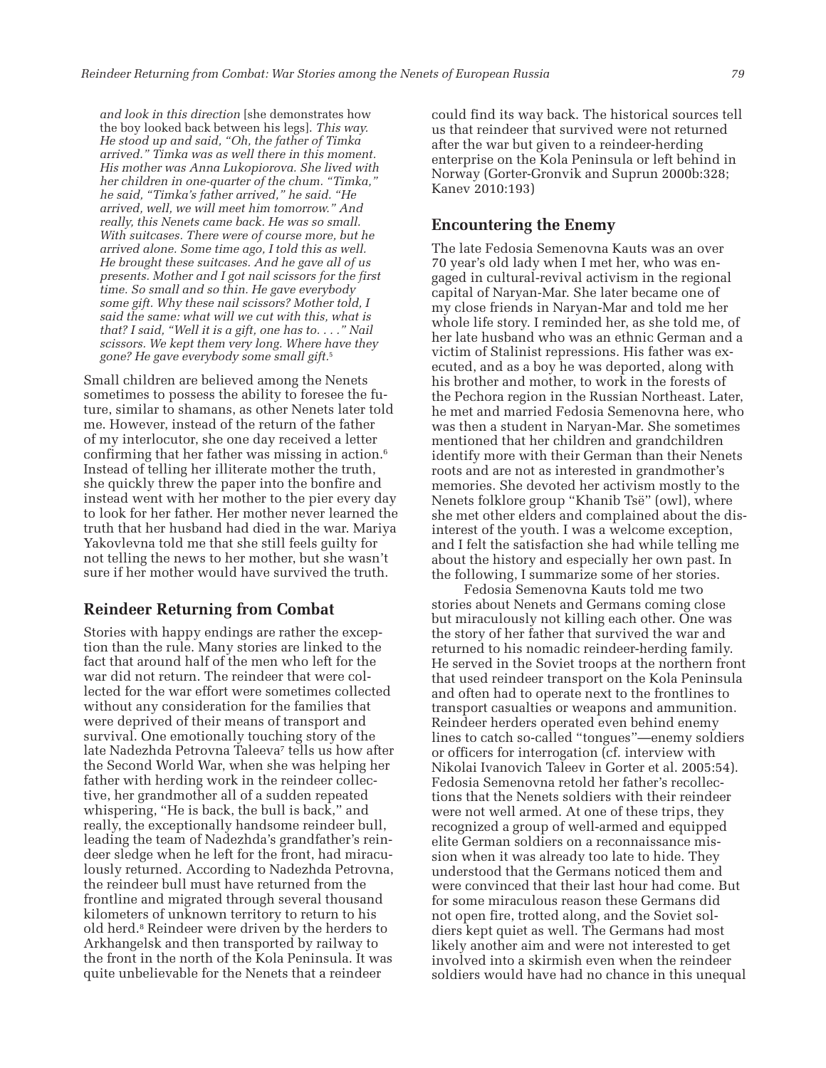*and look in this direction* [she demonstrates how the boy looked back between his legs]. *This way. He stood up and said, "Oh, the father of Timka arrived." Timka was as well there in this moment. His mother was Anna Lukopiorova. She lived with her children in one-quarter of the chum. "Timka," he said, "Timka's father arrived," he said. "He arrived, well, we will meet him tomorrow." And really, this Nenets came back. He was so small. With suitcases. There were of course more, but he arrived alone. Some time ago, I told this as well. He brought these suitcases. And he gave all of us presents. Mother and I got nail scissors for the first time. So small and so thin. He gave everybody some gift. Why these nail scissors? Mother told, I said the same: what will we cut with this, what is that? I said, "Well it is a gift, one has to. . . ." Nail scissors. We kept them very long. Where have they gone? He gave everybody some small gift.*[5]

Small children are believed among the Nenets sometimes to possess the ability to foresee the future, similar to shamans, as other Nenets later told me. However, instead of the return of the father of my interlocutor, she one day received a letter confirming that her father was missing in action.[6] Instead of telling her illiterate mother the truth, she quickly threw the paper into the bonfire and instead went with her mother to the pier every day to look for her father. Her mother never learned the truth that her husband had died in the war. Mariya Yakovlevna told me that she still feels guilty for not telling the news to her mother, but she wasn't sure if her mother would have survived the truth.

## Reindeer Returning from Combat

Stories with happy endings are rather the exception than the rule. Many stories are linked to the fact that around half of the men who left for the war did not return. The reindeer that were collected for the war effort were sometimes collected without any consideration for the families that were deprived of their means of transport and survival. One emotionally touching story of the late Nadezhda Petrovna Taleeva[7] tells us how after the Second World War, when she was helping her father with herding work in the reindeer collective, her grandmother all of a sudden repeated whispering, "He is back, the bull is back," and really, the exceptionally handsome reindeer bull, leading the team of Nadezhda's grandfather's reindeer sledge when he left for the front, had miraculously returned. According to Nadezhda Petrovna, the reindeer bull must have returned from the frontline and migrated through several thousand kilometers of unknown territory to return to his old herd.[8] Reindeer were driven by the herders to Arkhangelsk and then transported by railway to the front in the north of the Kola Peninsula. It was quite unbelievable for the Nenets that a reindeer could find its way back. The historical sources tell us that reindeer that survived were not returned after the war but given to a reindeer-herding enterprise on the Kola Peninsula or left behind in Norway (Gorter-Gronvik and Suprun 2000b:328; Kanev 2010:193)

## Encountering the Enemy

The late Fedosia Semenovna Kauts was an over 70 year's old lady when I met her, who was engaged in cultural-revival activism in the regional capital of Naryan-Mar. She later became one of my close friends in Naryan-Mar and told me her whole life story. I reminded her, as she told me, of her late husband who was an ethnic German and a victim of Stalinist repressions. His father was executed, and as a boy he was deported, along with his brother and mother, to work in the forests of the Pechora region in the Russian Northeast. Later, he met and married Fedosia Semenovna here, who was then a student in Naryan-Mar. She sometimes mentioned that her children and grandchildren identify more with their German than their Nenets roots and are not as interested in grandmother's memories. She devoted her activism mostly to the Nenets folklore group "Khanib Tsë" (owl), where she met other elders and complained about the disinterest of the youth. I was a welcome exception, and I felt the satisfaction she had while telling me about the history and especially her own past. In the following, I summarize some of her stories.

Fedosia Semenovna Kauts told me two stories about Nenets and Germans coming close but miraculously not killing each other. One was the story of her father that survived the war and returned to his nomadic reindeer-herding family. He served in the Soviet troops at the northern front that used reindeer transport on the Kola Peninsula and often had to operate next to the frontlines to transport casualties or weapons and ammunition. Reindeer herders operated even behind enemy lines to catch so-called "tongues"—enemy soldiers or officers for interrogation (cf. interview with Nikolai Ivanovich Taleev in Gorter et al. 2005:54). Fedosia Semenovna retold her father's recollections that the Nenets soldiers with their reindeer were not well armed. At one of these trips, they recognized a group of well-armed and equipped elite German soldiers on a reconnaissance mission when it was already too late to hide. They understood that the Germans noticed them and were convinced that their last hour had come. But for some miraculous reason these Germans did not open fire, trotted along, and the Soviet soldiers kept quiet as well. The Germans had most likely another aim and were not interested to get involved into a skirmish even when the reindeer soldiers would have had no chance in this unequal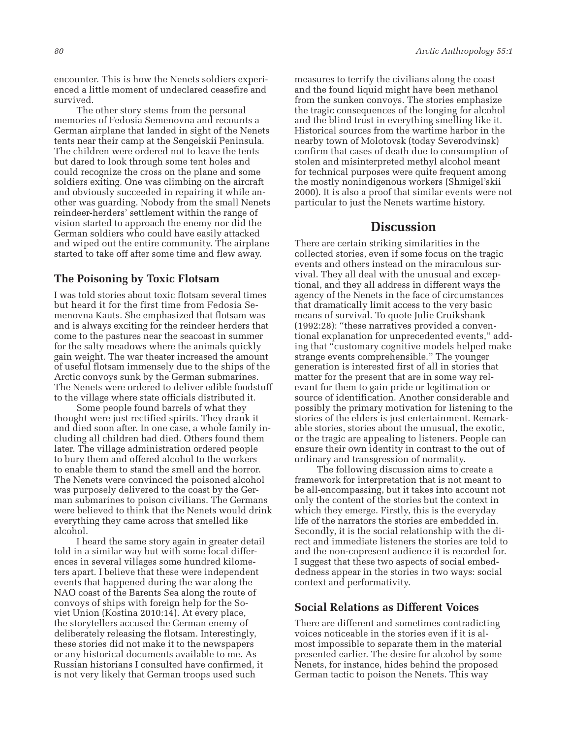encounter. This is how the Nenets soldiers experienced a little moment of undeclared ceasefire and survived.

The other story stems from the personal memories of Fedosia Semenovna and recounts a German airplane that landed in sight of the Nenets tents near their camp at the Sengeiskii Peninsula. The children were ordered not to leave the tents but dared to look through some tent holes and could recognize the cross on the plane and some soldiers exiting. One was climbing on the aircraft and obviously succeeded in repairing it while another was guarding. Nobody from the small Nenets reindeer-herders' settlement within the range of vision started to approach the enemy nor did the German soldiers who could have easily attacked and wiped out the entire community. The airplane started to take off after some time and flew away.

### The Poisoning by Toxic Flotsam

I was told stories about toxic flotsam several times but heard it for the first time from Fedosia Semenovna Kauts. She emphasized that flotsam was and is always exciting for the reindeer herders that come to the pastures near the seacoast in summer for the salty meadows where the animals quickly gain weight. The war theater increased the amount of useful flotsam immensely due to the ships of the Arctic convoys sunk by the German submarines. The Nenets were ordered to deliver edible foodstuff to the village where state officials distributed it.

Some people found barrels of what they thought were just rectified spirits. They drank it and died soon after. In one case, a whole family including all children had died. Others found them later. The village administration ordered people to bury them and offered alcohol to the workers to enable them to stand the smell and the horror. The Nenets were convinced the poisoned alcohol was purposely delivered to the coast by the German submarines to poison civilians. The Germans were believed to think that the Nenets would drink everything they came across that smelled like alcohol.

I heard the same story again in greater detail told in a similar way but with some local differences in several villages some hundred kilometers apart. I believe that these were independent events that happened during the war along the NAO coast of the Barents Sea along the route of convoys of ships with foreign help for the Soviet Union (Kostina 2010:14). At every place, the storytellers accused the German enemy of deliberately releasing the flotsam. Interestingly, these stories did not make it to the newspapers or any historical documents available to me. As Russian historians I consulted have confirmed, it is not very likely that German troops used such measures to terrify the civilians along the coast and the found liquid might have been methanol from the sunken convoys. The stories emphasize the tragic consequences of the longing for alcohol and the blind trust in everything smelling like it. Historical sources from the wartime harbor in the nearby town of Molotovsk (today Severodvinsk) confirm that cases of death due to consumption of stolen and misinterpreted methyl alcohol meant for technical purposes were quite frequent among the mostly nonindigenous workers (Shmigel'skii 2000). It is also a proof that similar events were not particular to just the Nenets wartime history.

## Discussion

There are certain striking similarities in the collected stories, even if some focus on the tragic events and others instead on the miraculous survival. They all deal with the unusual and exceptional, and they all address in different ways the agency of the Nenets in the face of circumstances that dramatically limit access to the very basic means of survival. To quote Julie Cruikshank (1992:28): "these narratives provided a conventional explanation for unprecedented events," adding that "customary cognitive models helped make strange events comprehensible." The younger generation is interested first of all in stories that matter for the present that are in some way relevant for them to gain pride or legitimation or source of identification. Another considerable and possibly the primary motivation for listening to the stories of the elders is just entertainment. Remarkable stories, stories about the unusual, the exotic, or the tragic are appealing to listeners. People can ensure their own identity in contrast to the out of ordinary and transgression of normality.

The following discussion aims to create a framework for interpretation that is not meant to be all-encompassing, but it takes into account not only the content of the stories but the context in which they emerge. Firstly, this is the everyday life of the narrators the stories are embedded in. Secondly, it is the social relationship with the direct and immediate listeners the stories are told to and the non-copresent audience it is recorded for. I suggest that these two aspects of social embeddedness appear in the stories in two ways: social context and performativity.

### Social Relations as Different Voices

There are different and sometimes contradicting voices noticeable in the stories even if it is almost impossible to separate them in the material presented earlier. The desire for alcohol by some Nenets, for instance, hides behind the proposed German tactic to poison the Nenets. This way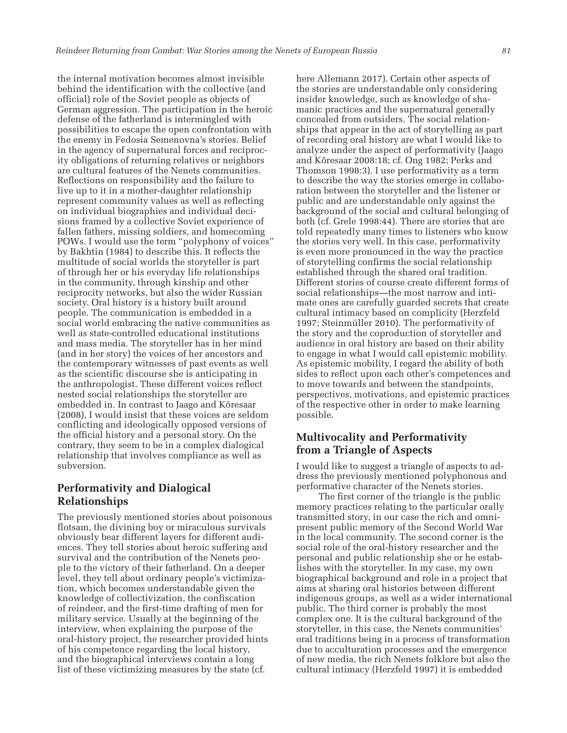the internal motivation becomes almost invisible behind the identification with the collective (and official) role of the Soviet people as objects of German aggression. The participation in the heroic defense of the fatherland is intermingled with possibilities to escape the open confrontation with the enemy in Fedosia Semenovna's stories. Belief in the agency of supernatural forces and reciprocity obligations of returning relatives or neighbors are cultural features of the Nenets communities. Reflections on responsibility and the failure to live up to it in a mother-daughter relationship represent community values as well as reflecting on individual biographies and individual decisions framed by a collective Soviet experience of fallen fathers, missing soldiers, and homecoming POWs. I would use the term "polyphony of voices" by Bakhtin (1984) to describe this. It reflects the multitude of social worlds the storyteller is part of through her or his everyday life relationships in the community, through kinship and other reciprocity networks, but also the wider Russian society. Oral history is a history built around people. The communication is embedded in a social world embracing the native communities as well as state-controlled educational institutions and mass media. The storyteller has in her mind (and in her story) the voices of her ancestors and the contemporary witnesses of past events as well as the scientific discourse she is anticipating in the anthropologist. These different voices reflect nested social relationships the storyteller are embedded in. In contrast to Jaago and Kõresaar (2008), I would insist that these voices are seldom conflicting and ideologically opposed versions of the official history and a personal story. On the contrary, they seem to be in a complex dialogical relationship that involves compliance as well as subversion.

## Performativity and Dialogical Relationships

The previously mentioned stories about poisonous flotsam, the divining boy or miraculous survivals obviously bear different layers for different audiences. They tell stories about heroic suffering and survival and the contribution of the Nenets people to the victory of their fatherland. On a deeper level, they tell about ordinary people's victimization, which becomes understandable given the knowledge of collectivization, the confiscation of reindeer, and the first-time drafting of men for military service. Usually at the beginning of the interview, when explaining the purpose of the oral-history project, the researcher provided hints of his competence regarding the local history, and the biographical interviews contain a long list of these victimizing measures by the state (cf. here Allemann 2017). Certain other aspects of the stories are understandable only considering insider knowledge, such as knowledge of shamanic practices and the supernatural generally concealed from outsiders. The social relationships that appear in the act of storytelling as part of recording oral history are what I would like to analyze under the aspect of performativity (Jaago and Kõresaar 2008:18; cf. Ong 1982; Perks and Thomson 1998:3). I use performativity as a term to describe the way the stories emerge in collaboration between the storyteller and the listener or public and are understandable only against the background of the social and cultural belonging of both (cf. Grele 1998:44). There are stories that are told repeatedly many times to listeners who know the stories very well. In this case, performativity is even more pronounced in the way the practice of storytelling confirms the social relationship established through the shared oral tradition. Different stories of course create different forms of social relationships—the most narrow and intimate ones are carefully guarded secrets that create cultural intimacy based on complicity (Herzfeld 1997; Steinmüller 2010). The performativity of the story and the coproduction of storyteller and audience in oral history are based on their ability to engage in what I would call epistemic mobility. As epistemic mobility, I regard the ability of both sides to reflect upon each other's competences and to move towards and between the standpoints, perspectives, motivations, and epistemic practices of the respective other in order to make learning possible.

## Multivocality and Performativity from a Triangle of Aspects

I would like to suggest a triangle of aspects to address the previously mentioned polyphonous and performative character of the Nenets stories.

The first corner of the triangle is the public memory practices relating to the particular orally transmitted story, in our case the rich and omnipresent public memory of the Second World War in the local community. The second corner is the social role of the oral-history researcher and the personal and public relationship she or he establishes with the storyteller. In my case, my own biographical background and role in a project that aims at sharing oral histories between different indigenous groups, as well as a wider international public. The third corner is probably the most complex one. It is the cultural background of the storyteller, in this case, the Nenets communities' oral traditions being in a process of transformation due to acculturation processes and the emergence of new media, the rich Nenets folklore but also the cultural intimacy (Herzfeld 1997) it is embedded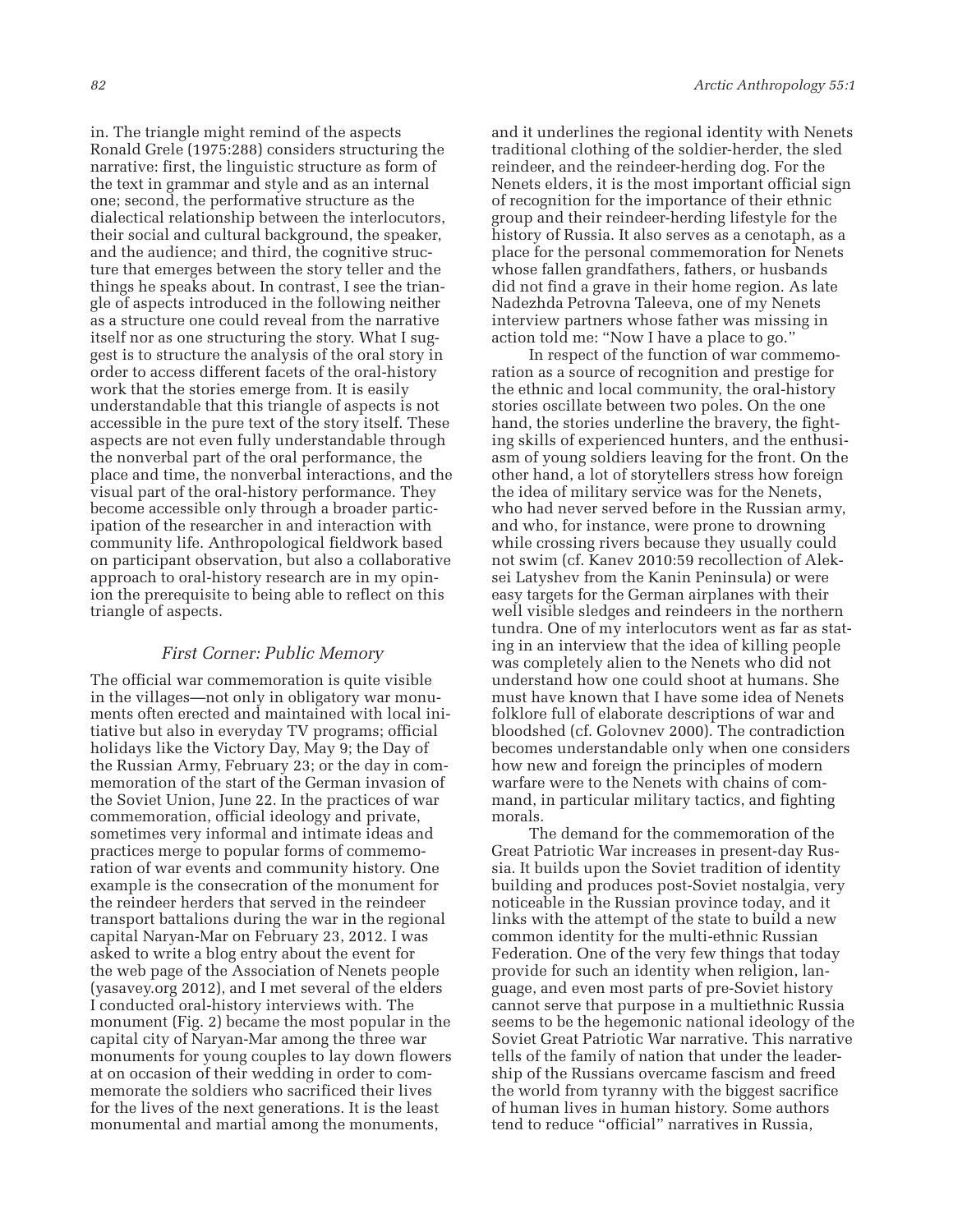in. The triangle might remind of the aspects Ronald Grele (1975:288) considers structuring the narrative: first, the linguistic structure as form of the text in grammar and style and as an internal one; second, the performative structure as the dialectical relationship between the interlocutors, their social and cultural background, the speaker, and the audience; and third, the cognitive structure that emerges between the story teller and the things he speaks about. In contrast, I see the triangle of aspects introduced in the following neither as a structure one could reveal from the narrative itself nor as one structuring the story. What I suggest is to structure the analysis of the oral story in order to access different facets of the oral-history work that the stories emerge from. It is easily understandable that this triangle of aspects is not accessible in the pure text of the story itself. These aspects are not even fully understandable through the nonverbal part of the oral performance, the place and time, the nonverbal interactions, and the visual part of the oral-history performance. They become accessible only through a broader participation of the researcher in and interaction with community life. Anthropological fieldwork based on participant observation, but also a collaborative approach to oral-history research are in my opinion the prerequisite to being able to reflect on this triangle of aspects.

### *First Corner: Public Memory*

The official war commemoration is quite visible in the villages—not only in obligatory war monuments often erected and maintained with local initiative but also in everyday TV programs; official holidays like the Victory Day, May 9; the Day of the Russian Army, February 23; or the day in commemoration of the start of the German invasion of the Soviet Union, June 22. In the practices of war commemoration, official ideology and private, sometimes very informal and intimate ideas and practices merge to popular forms of commemoration of war events and community history. One example is the consecration of the monument for the reindeer herders that served in the reindeer transport battalions during the war in the regional capital Naryan-Mar on February 23, 2012. I was asked to write a blog entry about the event for the web page of the Association of Nenets people (yasavey.org 2012), and I met several of the elders I conducted oral-history interviews with. The monument (Fig. 2) became the most popular in the capital city of Naryan-Mar among the three war monuments for young couples to lay down flowers at on occasion of their wedding in order to commemorate the soldiers who sacrificed their lives for the lives of the next generations. It is the least monumental and martial among the monuments, and it underlines the regional identity with Nenets traditional clothing of the soldier-herder, the sled reindeer, and the reindeer-herding dog. For the Nenets elders, it is the most important official sign of recognition for the importance of their ethnic group and their reindeer-herding lifestyle for the history of Russia. It also serves as a cenotaph, as a place for the personal commemoration for Nenets whose fallen grandfathers, fathers, or husbands did not find a grave in their home region. As late Nadezhda Petrovna Taleeva, one of my Nenets interview partners whose father was missing in action told me: "Now I have a place to go."

In respect of the function of war commemoration as a source of recognition and prestige for the ethnic and local community, the oral-history stories oscillate between two poles. On the one hand, the stories underline the bravery, the fighting skills of experienced hunters, and the enthusiasm of young soldiers leaving for the front. On the other hand, a lot of storytellers stress how foreign the idea of military service was for the Nenets, who had never served before in the Russian army, and who, for instance, were prone to drowning while crossing rivers because they usually could not swim (cf. Kanev 2010:59 recollection of Aleksei Latyshev from the Kanin Peninsula) or were easy targets for the German airplanes with their well visible sledges and reindeers in the northern tundra. One of my interlocutors went as far as stating in an interview that the idea of killing people was completely alien to the Nenets who did not understand how one could shoot at humans. She must have known that I have some idea of Nenets folklore full of elaborate descriptions of war and bloodshed (cf. Golovnev 2000). The contradiction becomes understandable only when one considers how new and foreign the principles of modern warfare were to the Nenets with chains of command, in particular military tactics, and fighting morals.

The demand for the commemoration of the Great Patriotic War increases in present-day Russia. It builds upon the Soviet tradition of identity building and produces post-Soviet nostalgia, very noticeable in the Russian province today, and it links with the attempt of the state to build a new common identity for the multi-ethnic Russian Federation. One of the very few things that today provide for such an identity when religion, language, and even most parts of pre-Soviet history cannot serve that purpose in a multiethnic Russia seems to be the hegemonic national ideology of the Soviet Great Patriotic War narrative. This narrative tells of the family of nation that under the leadership of the Russians overcame fascism and freed the world from tyranny with the biggest sacrifice of human lives in human history. Some authors tend to reduce "official" narratives in Russia,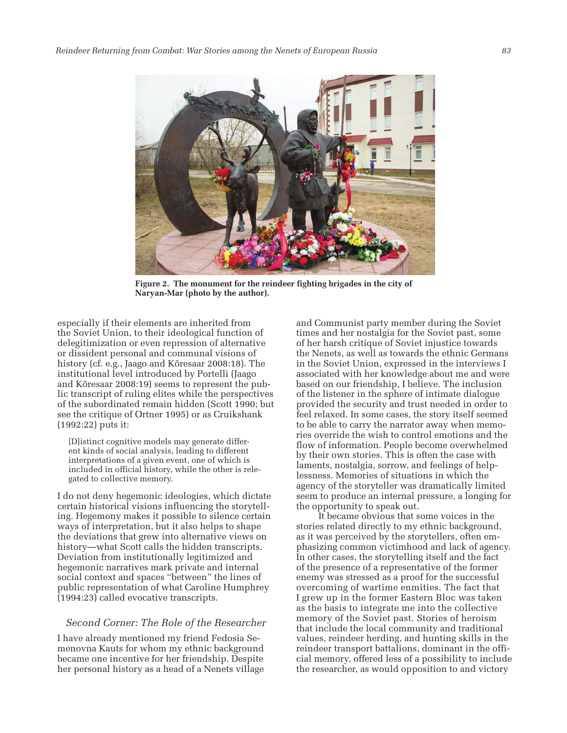Figure 2. The monument for the reindeer fighting brigades in the city of Naryan-Mar (photo by the author).

especially if their elements are inherited from the Soviet Union, to their ideological function of delegitimization or even repression of alternative or dissident personal and communal visions of history (cf. e.g., Jaago and Kõresaar 2008:18). The institutional level introduced by Portelli (Jaago and Kõresaar 2008:19) seems to represent the public transcript of ruling elites while the perspectives of the subordinated remain hidden (Scott 1990; but see the critique of Ortner 1995) or as Cruikshank (1992:22) puts it:

> [D]istinct cognitive models may generate different kinds of social analysis, leading to different interpretations of a given event, one of which is included in official history, while the other is relegated to collective memory.

I do not deny hegemonic ideologies, which dictate certain historical visions influencing the storytelling. Hegemony makes it possible to silence certain ways of interpretation, but it also helps to shape the deviations that grew into alternative views on history—what Scott calls the hidden transcripts. Deviation from institutionally legitimized and hegemonic narratives mark private and internal social context and spaces "between" the lines of public representation of what Caroline Humphrey (1994:23) called evocative transcripts.

### *Second Corner: The Role of the Researcher*

I have already mentioned my friend Fedosia Semenovna Kauts for whom my ethnic background became one incentive for her friendship. Despite her personal history as a head of a Nenets village and Communist party member during the Soviet times and her nostalgia for the Soviet past, some of her harsh critique of Soviet injustice towards the Nenets, as well as towards the ethnic Germans in the Soviet Union, expressed in the interviews I associated with her knowledge about me and were based on our friendship, I believe. The inclusion of the listener in the sphere of intimate dialogue provided the security and trust needed in order to feel relaxed. In some cases, the story itself seemed to be able to carry the narrator away when memories override the wish to control emotions and the flow of information. People become overwhelmed by their own stories. This is often the case with laments, nostalgia, sorrow, and feelings of helplessness. Memories of situations in which the agency of the storyteller was dramatically limited seem to produce an internal pressure, a longing for the opportunity to speak out.

It became obvious that some voices in the stories related directly to my ethnic background, as it was perceived by the storytellers, often emphasizing common victimhood and lack of agency. In other cases, the storytelling itself and the fact of the presence of a representative of the former enemy was stressed as a proof for the successful overcoming of wartime enmities. The fact that I grew up in the former Eastern Bloc was taken as the basis to integrate me into the collective memory of the Soviet past. Stories of heroism that include the local community and traditional values, reindeer herding, and hunting skills in the reindeer transport battalions, dominant in the official memory, offered less of a possibility to include the researcher, as would opposition to and victory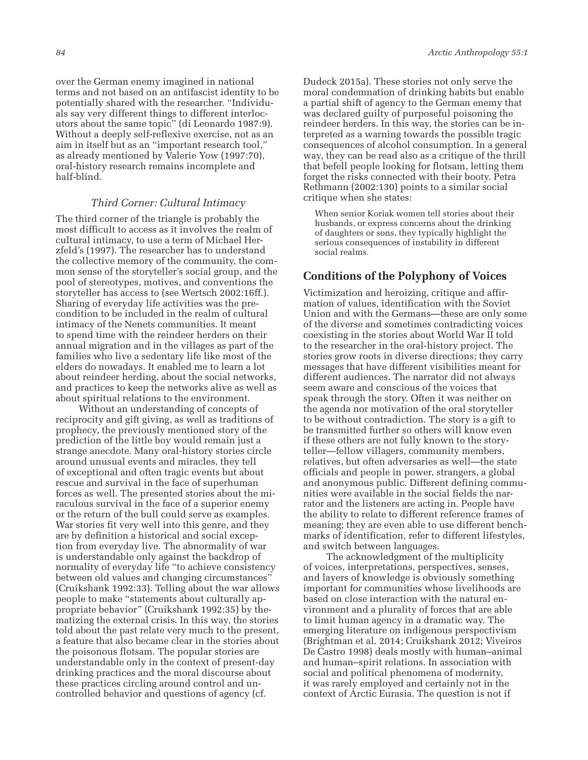over the German enemy imagined in national terms and not based on an antifascist identity to be potentially shared with the researcher. "Individuals say very different things to different interlocutors about the same topic" (di Leonardo 1987:9). Without a deeply self-reflexive exercise, not as an aim in itself but as an "important research tool," as already mentioned by Valerie Yow (1997:70), oral-history research remains incomplete and half-blind.

### *Third Corner: Cultural Intimacy*

The third corner of the triangle is probably the most difficult to access as it involves the realm of cultural intimacy, to use a term of Michael Herzfeld's (1997). The researcher has to understand the collective memory of the community, the common sense of the storyteller's social group, and the pool of stereotypes, motives, and conventions the storyteller has access to (see Wertsch 2002:16ff.). Sharing of everyday life activities was the precondition to be included in the realm of cultural intimacy of the Nenets communities. It meant to spend time with the reindeer herders on their annual migration and in the villages as part of the families who live a sedentary life like most of the elders do nowadays. It enabled me to learn a lot about reindeer herding, about the social networks, and practices to keep the networks alive as well as about spiritual relations to the environment.

Without an understanding of concepts of reciprocity and gift giving, as well as traditions of prophecy, the previously mentioned story of the prediction of the little boy would remain just a strange anecdote. Many oral-history stories circle around unusual events and miracles, they tell of exceptional and often tragic events but about rescue and survival in the face of superhuman forces as well. The presented stories about the miraculous survival in the face of a superior enemy or the return of the bull could serve as examples. War stories fit very well into this genre, and they are by definition a historical and social exception from everyday live. The abnormality of war is understandable only against the backdrop of normality of everyday life "to achieve consistency between old values and changing circumstances" (Cruikshank 1992:33). Telling about the war allows people to make "statements about culturally appropriate behavior" (Cruikshank 1992:35) by thematizing the external crisis. In this way, the stories told about the past relate very much to the present, a feature that also became clear in the stories about the poisonous flotsam. The popular stories are understandable only in the context of present-day drinking practices and the moral discourse about these practices circling around control and uncontrolled behavior and questions of agency (cf. Dudeck 2015a). These stories not only serve the moral condemnation of drinking habits but enable a partial shift of agency to the German enemy that was declared guilty of purposeful poisoning the reindeer herders. In this way, the stories can be interpreted as a warning towards the possible tragic consequences of alcohol consumption. In a general way, they can be read also as a critique of the thrill that befell people looking for flotsam, letting them forget the risks connected with their booty. Petra Rethmann (2002:130) points to a similar social critique when she states:

> When senior Koriak women tell stories about their husbands, or express concerns about the drinking of daughters or sons, they typically highlight the serious consequences of instability in different social realms.

## Conditions of the Polyphony of Voices

Victimization and heroizing, critique and affirmation of values, identification with the Soviet Union and with the Germans—these are only some of the diverse and sometimes contradicting voices coexisting in the stories about World War II told to the researcher in the oral-history project. The stories grow roots in diverse directions; they carry messages that have different visibilities meant for different audiences. The narrator did not always seem aware and conscious of the voices that speak through the story. Often it was neither on the agenda nor motivation of the oral storyteller to be without contradiction. The story is a gift to be transmitted further so others will know even if these others are not fully known to the storyteller—fellow villagers, community members, relatives, but often adversaries as well—the state officials and people in power, strangers, a global and anonymous public. Different defining communities were available in the social fields the narrator and the listeners are acting in. People have the ability to relate to different reference frames of meaning; they are even able to use different benchmarks of identification, refer to different lifestyles, and switch between languages.

The acknowledgment of the multiplicity of voices, interpretations, perspectives, senses, and layers of knowledge is obviously something important for communities whose livelihoods are based on close interaction with the natural environment and a plurality of forces that are able to limit human agency in a dramatic way. The emerging literature on indigenous perspectivism (Brightman et al. 2014; Cruikshank 2012; Viveiros De Castro 1998) deals mostly with human–animal and human–spirit relations. In association with social and political phenomena of modernity, it was rarely employed and certainly not in the context of Arctic Eurasia. The question is not if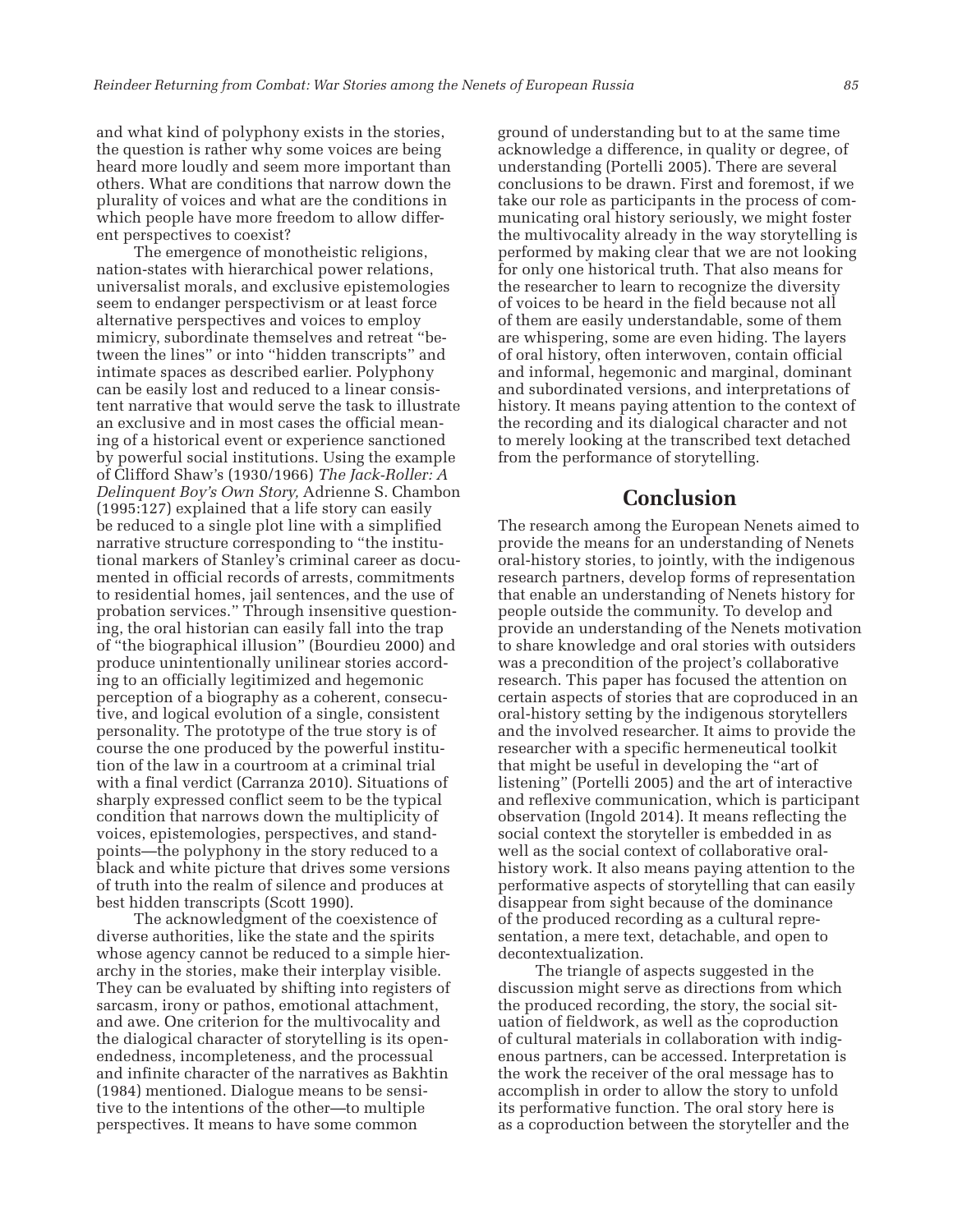and what kind of polyphony exists in the stories, the question is rather why some voices are being heard more loudly and seem more important than others. What are conditions that narrow down the plurality of voices and what are the conditions in which people have more freedom to allow different perspectives to coexist?

The emergence of monotheistic religions, nation-states with hierarchical power relations, universalist morals, and exclusive epistemologies seem to endanger perspectivism or at least force alternative perspectives and voices to employ mimicry, subordinate themselves and retreat "between the lines" or into "hidden transcripts" and intimate spaces as described earlier. Polyphony can be easily lost and reduced to a linear consistent narrative that would serve the task to illustrate an exclusive and in most cases the official meaning of a historical event or experience sanctioned by powerful social institutions. Using the example of Clifford Shaw's (1930/1966) *The Jack-Roller: A Delinquent Boy's Own Story,* Adrienne S. Chambon (1995:127) explained that a life story can easily be reduced to a single plot line with a simplified narrative structure corresponding to "the institutional markers of Stanley's criminal career as documented in official records of arrests, commitments to residential homes, jail sentences, and the use of probation services." Through insensitive questioning, the oral historian can easily fall into the trap of "the biographical illusion" (Bourdieu 2000) and produce unintentionally unilinear stories according to an officially legitimized and hegemonic perception of a biography as a coherent, consecutive, and logical evolution of a single, consistent personality. The prototype of the true story is of course the one produced by the powerful institution of the law in a courtroom at a criminal trial with a final verdict (Carranza 2010). Situations of sharply expressed conflict seem to be the typical condition that narrows down the multiplicity of voices, epistemologies, perspectives, and standpoints—the polyphony in the story reduced to a black and white picture that drives some versions of truth into the realm of silence and produces at best hidden transcripts (Scott 1990).

The acknowledgment of the coexistence of diverse authorities, like the state and the spirits whose agency cannot be reduced to a simple hierarchy in the stories, make their interplay visible. They can be evaluated by shifting into registers of sarcasm, irony or pathos, emotional attachment, and awe. One criterion for the multivocality and the dialogical character of storytelling is its openendedness, incompleteness, and the processual and infinite character of the narratives as Bakhtin (1984) mentioned. Dialogue means to be sensitive to the intentions of the other—to multiple perspectives. It means to have some common ground of understanding but to at the same time acknowledge a difference, in quality or degree, of understanding (Portelli 2005). There are several conclusions to be drawn. First and foremost, if we take our role as participants in the process of communicating oral history seriously, we might foster the multivocality already in the way storytelling is performed by making clear that we are not looking for only one historical truth. That also means for the researcher to learn to recognize the diversity of voices to be heard in the field because not all of them are easily understandable, some of them are whispering, some are even hiding. The layers of oral history, often interwoven, contain official and informal, hegemonic and marginal, dominant and subordinated versions, and interpretations of history. It means paying attention to the context of the recording and its dialogical character and not to merely looking at the transcribed text detached from the performance of storytelling.

## Conclusion

The research among the European Nenets aimed to provide the means for an understanding of Nenets oral-history stories, to jointly, with the indigenous research partners, develop forms of representation that enable an understanding of Nenets history for people outside the community. To develop and provide an understanding of the Nenets motivation to share knowledge and oral stories with outsiders was a precondition of the project's collaborative research. This paper has focused the attention on certain aspects of stories that are coproduced in an oral-history setting by the indigenous storytellers and the involved researcher. It aims to provide the researcher with a specific hermeneutical toolkit that might be useful in developing the "art of listening" (Portelli 2005) and the art of interactive and reflexive communication, which is participant observation (Ingold 2014). It means reflecting the social context the storyteller is embedded in as well as the social context of collaborative oral-history work. It also means paying attention to the performative aspects of storytelling that can easily disappear from sight because of the dominance of the produced recording as a cultural representation, a mere text, detachable, and open to decontextualization.

The triangle of aspects suggested in the discussion might serve as directions from which the produced recording, the story, the social situation of fieldwork, as well as the coproduction of cultural materials in collaboration with indigenous partners, can be accessed. Interpretation is the work the receiver of the oral message has to accomplish in order to allow the story to unfold its performative function. The oral story here is as a coproduction between the storyteller and the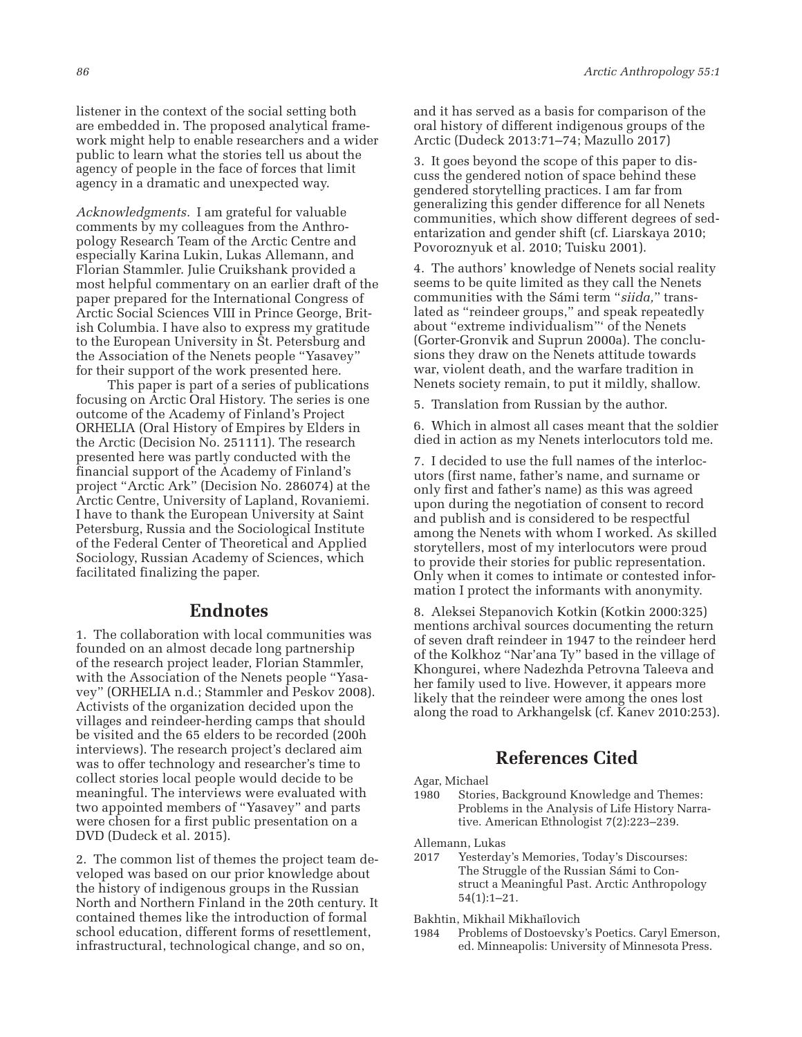listener in the context of the social setting both are embedded in. The proposed analytical framework might help to enable researchers and a wider public to learn what the stories tell us about the agency of people in the face of forces that limit agency in a dramatic and unexpected way.

*Acknowledgments.* I am grateful for valuable comments by my colleagues from the Anthropology Research Team of the Arctic Centre and especially Karina Lukin, Lukas Allemann, and Florian Stammler. Julie Cruikshank provided a most helpful commentary on an earlier draft of the paper prepared for the International Congress of Arctic Social Sciences VIII in Prince George, British Columbia. I have also to express my gratitude to the European University in St. Petersburg and the Association of the Nenets people "Yasavey" for their support of the work presented here.

This paper is part of a series of publications focusing on Arctic Oral History. The series is one outcome of the Academy of Finland's Project ORHELIA (Oral History of Empires by Elders in the Arctic (Decision No. 251111). The research presented here was partly conducted with the financial support of the Academy of Finland's project "Arctic Ark" (Decision No. 286074) at the Arctic Centre, University of Lapland, Rovaniemi. I have to thank the European University at Saint Petersburg, Russia and the Sociological Institute of the Federal Center of Theoretical and Applied Sociology, Russian Academy of Sciences, which facilitated finalizing the paper.

## Endnotes

1. The collaboration with local communities was founded on an almost decade long partnership of the research project leader, Florian Stammler, with the Association of the Nenets people "Yasavey" (ORHELIA n.d.; Stammler and Peskov 2008). Activists of the organization decided upon the villages and reindeer-herding camps that should be visited and the 65 elders to be recorded (200h interviews). The research project's declared aim was to offer technology and researcher's time to collect stories local people would decide to be meaningful. The interviews were evaluated with two appointed members of "Yasavey" and parts were chosen for a first public presentation on a DVD (Dudeck et al. 2015).

2. The common list of themes the project team developed was based on our prior knowledge about the history of indigenous groups in the Russian North and Northern Finland in the 20th century. It contained themes like the introduction of formal school education, different forms of resettlement, infrastructural, technological change, and so on, and it has served as a basis for comparison of the oral history of different indigenous groups of the Arctic (Dudeck 2013:71–74; Mazullo 2017)

3. It goes beyond the scope of this paper to discuss the gendered notion of space behind these gendered storytelling practices. I am far from generalizing this gender difference for all Nenets communities, which show different degrees of sedentarization and gender shift (cf. Liarskaya 2010; Povoroznyuk et al. 2010; Tuisku 2001).

4. The authors' knowledge of Nenets social reality seems to be quite limited as they call the Nenets communities with the Sámi term "*siida,*" translated as "reindeer groups," and speak repeatedly about "extreme individualism"' of the Nenets (Gorter-Gronvik and Suprun 2000a). The conclusions they draw on the Nenets attitude towards war, violent death, and the warfare tradition in Nenets society remain, to put it mildly, shallow.

5. Translation from Russian by the author.

6. Which in almost all cases meant that the soldier died in action as my Nenets interlocutors told me.

7. I decided to use the full names of the interlocutors (first name, father's name, and surname or only first and father's name) as this was agreed upon during the negotiation of consent to record and publish and is considered to be respectful among the Nenets with whom I worked. As skilled storytellers, most of my interlocutors were proud to provide their stories for public representation. Only when it comes to intimate or contested information I protect the informants with anonymity.

8. Aleksei Stepanovich Kotkin (Kotkin 2000:325) mentions archival sources documenting the return of seven draft reindeer in 1947 to the reindeer herd of the Kolkhoz "Nar'ana Ty" based in the village of Khongurei, where Nadezhda Petrovna Taleeva and her family used to live. However, it appears more likely that the reindeer were among the ones lost along the road to Arkhangelsk (cf. Kanev 2010:253).

## References Cited

Agar, Michael
1980 Stories, Background Knowledge and Themes: Problems in the Analysis of Life History Narrative. American Ethnologist 7(2):223–239.

Allemann, Lukas
2017 Yesterday's Memories, Today's Discourses: The Struggle of the Russian Sámi to Construct a Meaningful Past. Arctic Anthropology 54(1):1–21.

Bakhtin, Mikhail Mikhaĭlovich
1984 Problems of Dostoevsky's Poetics. Caryl Emerson, ed. Minneapolis: University of Minnesota Press.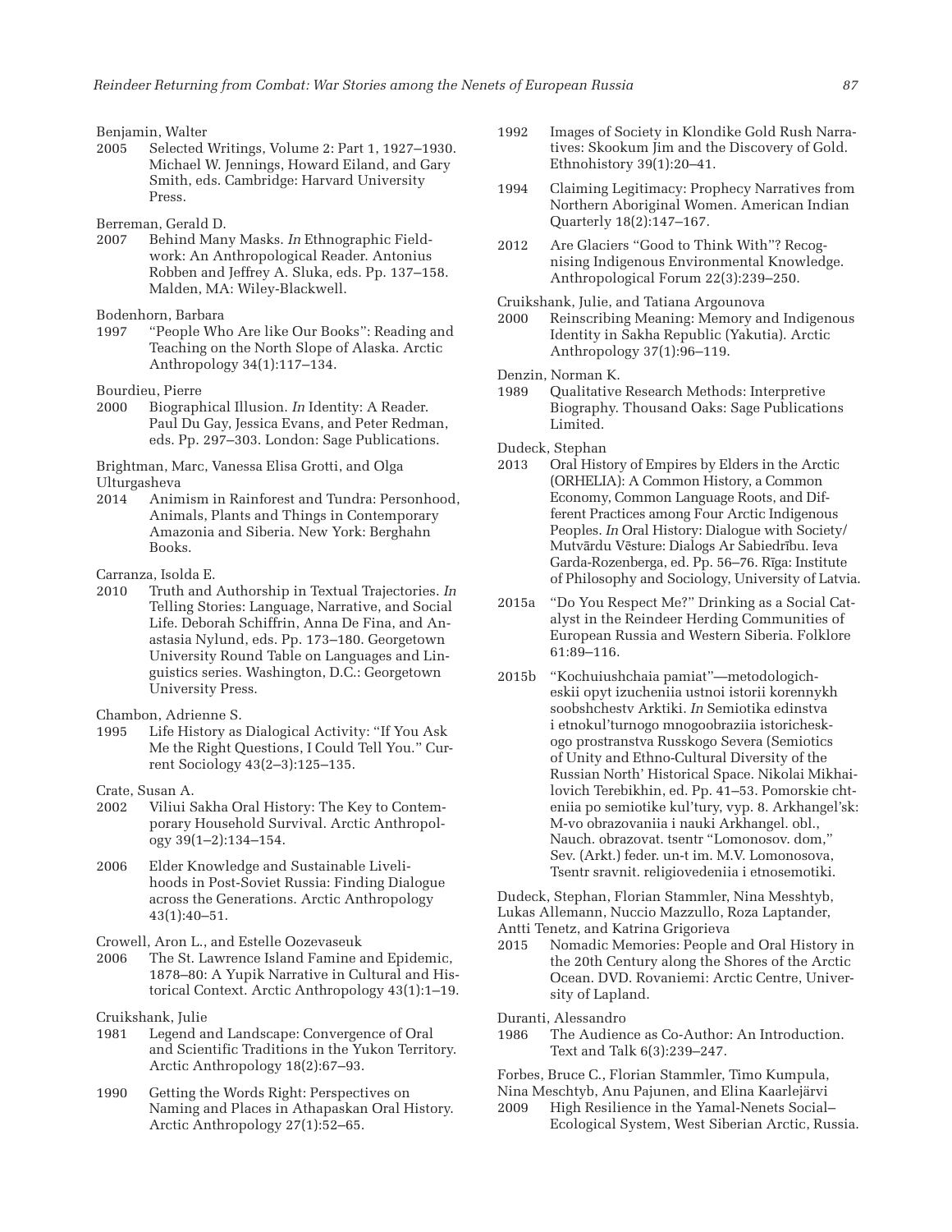Benjamin, Walter

2005 Selected Writings, Volume 2: Part 1, 1927–1930. Michael W. Jennings, Howard Eiland, and Gary Smith, eds. Cambridge: Harvard University Press.

Berreman, Gerald D.

2007 Behind Many Masks. *In* Ethnographic Fieldwork: An Anthropological Reader. Antonius Robben and Jeffrey A. Sluka, eds. Pp. 137–158. Malden, MA: Wiley-Blackwell.

Bodenhorn, Barbara

1997 "People Who Are like Our Books": Reading and Teaching on the North Slope of Alaska. Arctic Anthropology 34(1):117–134.

Bourdieu, Pierre

2000 Biographical Illusion. *In* Identity: A Reader. Paul Du Gay, Jessica Evans, and Peter Redman, eds. Pp. 297–303. London: Sage Publications.

Brightman, Marc, Vanessa Elisa Grotti, and Olga Ulturgasheva

2014 Animism in Rainforest and Tundra: Personhood, Animals, Plants and Things in Contemporary Amazonia and Siberia. New York: Berghahn Books.

Carranza, Isolda E.

2010 Truth and Authorship in Textual Trajectories. *In* Telling Stories: Language, Narrative, and Social Life. Deborah Schiffrin, Anna De Fina, and Anastasia Nylund, eds. Pp. 173–180. Georgetown University Round Table on Languages and Linguistics series. Washington, D.C.: Georgetown University Press.

Chambon, Adrienne S.

1995 Life History as Dialogical Activity: "If You Ask Me the Right Questions, I Could Tell You." Current Sociology 43(2–3):125–135.

Crate, Susan A.

2002 Viliui Sakha Oral History: The Key to Contemporary Household Survival. Arctic Anthropology 39(1–2):134–154.

2006 Elder Knowledge and Sustainable Livelihoods in Post-Soviet Russia: Finding Dialogue across the Generations. Arctic Anthropology 43(1):40–51.

Crowell, Aron L., and Estelle Oozevaseuk

2006 The St. Lawrence Island Famine and Epidemic, 1878–80: A Yupik Narrative in Cultural and Historical Context. Arctic Anthropology 43(1):1–19.

Cruikshank, Julie

1981 Legend and Landscape: Convergence of Oral and Scientific Traditions in the Yukon Territory. Arctic Anthropology 18(2):67–93.

1990 Getting the Words Right: Perspectives on Naming and Places in Athapaskan Oral History. Arctic Anthropology 27(1):52–65.

1992 Images of Society in Klondike Gold Rush Narratives: Skookum Jim and the Discovery of Gold. Ethnohistory 39(1):20–41.

1994 Claiming Legitimacy: Prophecy Narratives from Northern Aboriginal Women. American Indian Quarterly 18(2):147–167.

2012 Are Glaciers "Good to Think With"? Recognising Indigenous Environmental Knowledge. Anthropological Forum 22(3):239–250.

Cruikshank, Julie, and Tatiana Argounova

2000 Reinscribing Meaning: Memory and Indigenous Identity in Sakha Republic (Yakutia). Arctic Anthropology 37(1):96–119.

Denzin, Norman K.

1989 Qualitative Research Methods: Interpretive Biography. Thousand Oaks: Sage Publications Limited.

Dudeck, Stephan

2013 Oral History of Empires by Elders in the Arctic (ORHELIA): A Common History, a Common Economy, Common Language Roots, and Different Practices among Four Arctic Indigenous Peoples. *In* Oral History: Dialogue with Society/ Mutvārdu Vēsture: Dialogs Ar Sabiedrību. Ieva Garda-Rozenberga, ed. Pp. 56–76. Rīga: Institute of Philosophy and Sociology, University of Latvia.

2015a "Do You Respect Me?" Drinking as a Social Catalyst in the Reindeer Herding Communities of European Russia and Western Siberia. Folklore 61:89–116.

2015b "Kochuiushchaia pamiat"—metodologicheskii opyt izucheniia ustnoi istorii korennykh soobshchestv Arktiki. *In* Semiotika edinstva i etnokul'turnogo mnogoobraziia istoricheskogo prostranstva Russkogo Severa (Semiotics of Unity and Ethno-Cultural Diversity of the Russian North' Historical Space. Nikolai Mikhailovich Terebikhin, ed. Pp. 41–53. Pomorskie chteniia po semiotike kul'tury, vyp. 8. Arkhangel'sk: M-vo obrazovaniia i nauki Arkhangel. obl., Nauch. obrazovat. tsentr "Lomonosov. dom," Sev. (Arkt.) feder. un-t im. M.V. Lomonosova, Tsentr sravnit. religiovedeniia i etnosemotiki.

Dudeck, Stephan, Florian Stammler, Nina Messhtyb, Lukas Allemann, Nuccio Mazzullo, Roza Laptander, Antti Tenetz, and Katrina Grigorieva

2015 Nomadic Memories: People and Oral History in the 20th Century along the Shores of the Arctic Ocean. DVD. Rovaniemi: Arctic Centre, University of Lapland.

Duranti, Alessandro

1986 The Audience as Co-Author: An Introduction. Text and Talk 6(3):239–247.

Forbes, Bruce C., Florian Stammler, Timo Kumpula, Nina Meschtyb, Anu Pajunen, and Elina Kaarlejärvi

2009 High Resilience in the Yamal-Nenets Social–Ecological System, West Siberian Arctic, Russia.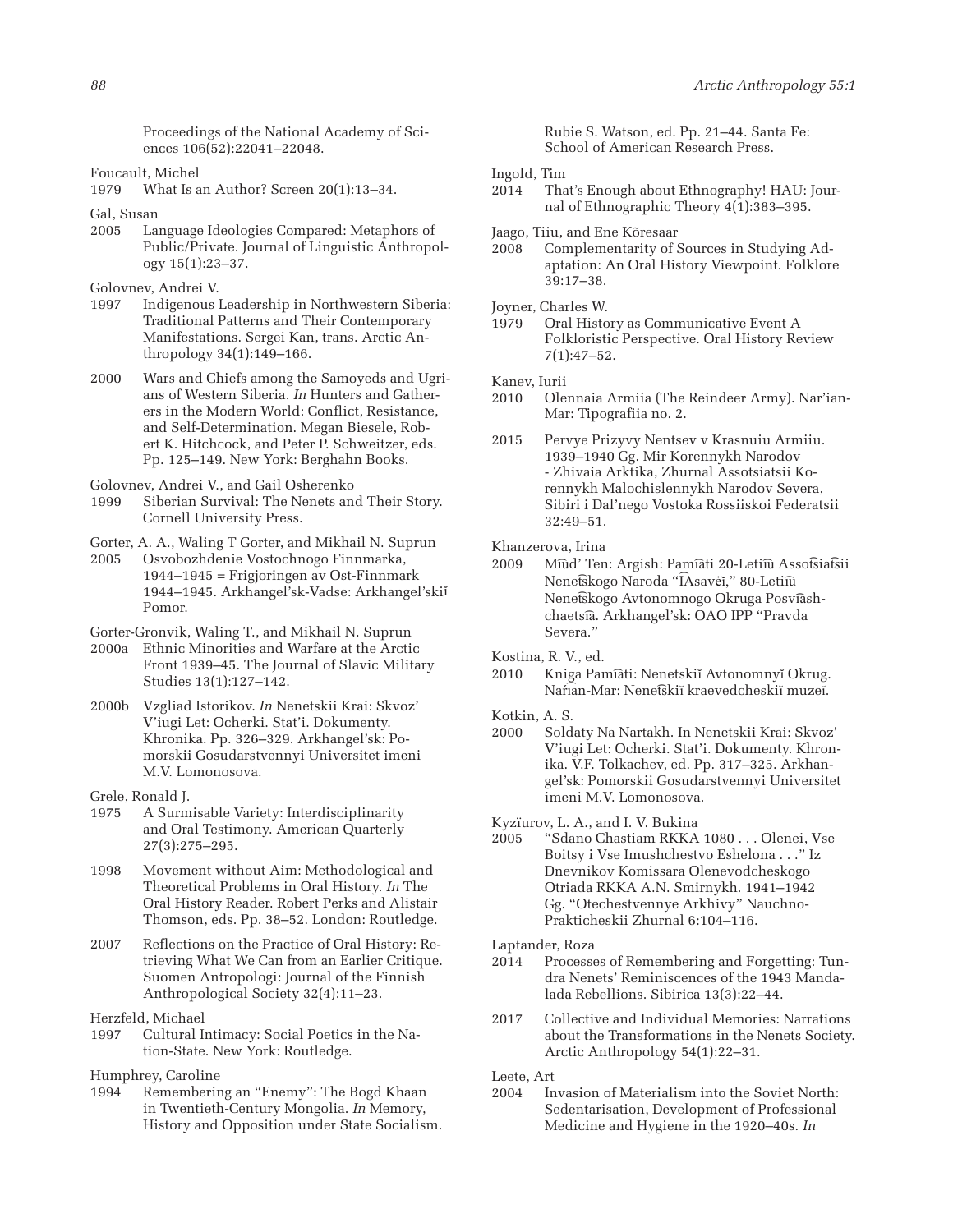Proceedings of the National Academy of Sciences 106(52):22041–22048.

Foucault, Michel
1979 What Is an Author? Screen 20(1):13–34.

Gal, Susan
2005 Language Ideologies Compared: Metaphors of Public/Private. Journal of Linguistic Anthropology 15(1):23–37.

Golovnev, Andrei V.
1997 Indigenous Leadership in Northwestern Siberia: Traditional Patterns and Their Contemporary Manifestations. Sergei Kan, trans. Arctic Anthropology 34(1):149–166.

2000 Wars and Chiefs among the Samoyeds and Ugrians of Western Siberia. *In* Hunters and Gatherers in the Modern World: Conflict, Resistance, and Self-Determination. Megan Biesele, Robert K. Hitchcock, and Peter P. Schweitzer, eds. Pp. 125–149. New York: Berghahn Books.

Golovnev, Andrei V., and Gail Osherenko
1999 Siberian Survival: The Nenets and Their Story. Cornell University Press.

Gorter, A. A., Waling T Gorter, and Mikhail N. Suprun
2005 Osvobozhdenie Vostochnogo Finnmarka, 1944–1945 = Frigjoringen av Ost-Finnmark 1944–1945. Arkhangel'sk-Vadse: Arkhangel'skiĭ Pomor.

Gorter-Gronvik, Waling T., and Mikhail N. Suprun
2000a Ethnic Minorities and Warfare at the Arctic Front 1939–45. The Journal of Slavic Military Studies 13(1):127–142.

2000b Vzgliad Istorikov. *In* Nenetskii Krai: Skvoz' V'iugi Let: Ocherki. Stat'i. Dokumenty. Khronika. Pp. 326–329. Arkhangel'sk: Pomorskii Gosudarstvennyi Universitet imeni M.V. Lomonosova.

Grele, Ronald J.
1975 A Surmisable Variety: Interdisciplinarity and Oral Testimony. American Quarterly 27(3):275–295.

1998 Movement without Aim: Methodological and Theoretical Problems in Oral History. *In* The Oral History Reader. Robert Perks and Alistair Thomson, eds. Pp. 38–52. London: Routledge.

2007 Reflections on the Practice of Oral History: Retrieving What We Can from an Earlier Critique. Suomen Antropologi: Journal of the Finnish Anthropological Society 32(4):11–23.

Herzfeld, Michael
1997 Cultural Intimacy: Social Poetics in the Nation-State. New York: Routledge.

Humphrey, Caroline
1994 Remembering an "Enemy": The Bogd Khaan in Twentieth-Century Mongolia. *In* Memory, History and Opposition under State Socialism. Rubie S. Watson, ed. Pp. 21–44. Santa Fe: School of American Research Press.

Ingold, Tim
2014 That's Enough about Ethnography! HAU: Journal of Ethnographic Theory 4(1):383–395.

Jaago, Tiiu, and Ene Kõresaar
2008 Complementarity of Sources in Studying Adaptation: An Oral History Viewpoint. Folklore 39:17–38.

Joyner, Charles W.
1979 Oral History as Communicative Event A Folkloristic Perspective. Oral History Review 7(1):47–52.

Kanev, Iurii
2010 Olennaia Armiia (The Reindeer Army). Nar'ian-Mar: Tipografiia no. 2.

2015 Pervye Prizyvy Nentsev v Krasnuiu Armiiu. 1939–1940 Gg. Mir Korennykh Narodov - Zhivaia Arktika, Zhurnal Assotsiatsii Korennykh Malochislennykh Narodov Severa, Sibiri i Dal'nego Vostoka Rossiiskoi Federatsii 32:49–51.

Khanzerova, Irina
2009 Mi͡ud' Ten: Argish: Pami͡ati 20-Leti͡iu Assot͡siat͡sii Nenet͡skogo Naroda "I͡Asavėĭ," 80-Leti͡iu Nenet͡skogo Avtonomnogo Okruga Posvi͡ashchaetsi͡a. Arkhangel'sk: OAO IPP "Pravda Severa."

Kostina, R. V., ed.
2010 Kniga Pami͡ati: Nenetskiĭ Avtonomnyĭ Okrug. Naŕian-Mar: Nenet͡skiĭ kraevedcheskiĭ muzeĭ.

Kotkin, A. S.
2000 Soldaty Na Nartakh. In Nenetskii Krai: Skvoz' V'iugi Let: Ocherki. Stat'i. Dokumenty. Khronika. V.F. Tolkachev, ed. Pp. 317–325. Arkhangel'sk: Pomorskii Gosudarstvennyi Universitet imeni M.V. Lomonosova.

Kyzïurov, L. A., and I. V. Bukina
2005 "Sdano Chastiam RKKA 1080 . . . Olenei, Vse Boitsy i Vse Imushchestvo Eshelona . . ." Iz Dnevnikov Komissara Olenevodcheskogo Otriada RKKA A.N. Smirnykh. 1941–1942 Gg. "Otechestvennye Arkhivy" Nauchno-Prakticheskii Zhurnal 6:104–116.

Laptander, Roza
2014 Processes of Remembering and Forgetting: Tundra Nenets' Reminiscences of the 1943 Mandalada Rebellions. Sibirica 13(3):22–44.

2017 Collective and Individual Memories: Narrations about the Transformations in the Nenets Society. Arctic Anthropology 54(1):22–31.

Leete, Art
2004 Invasion of Materialism into the Soviet North: Sedentarisation, Development of Professional Medicine and Hygiene in the 1920–40s. *In*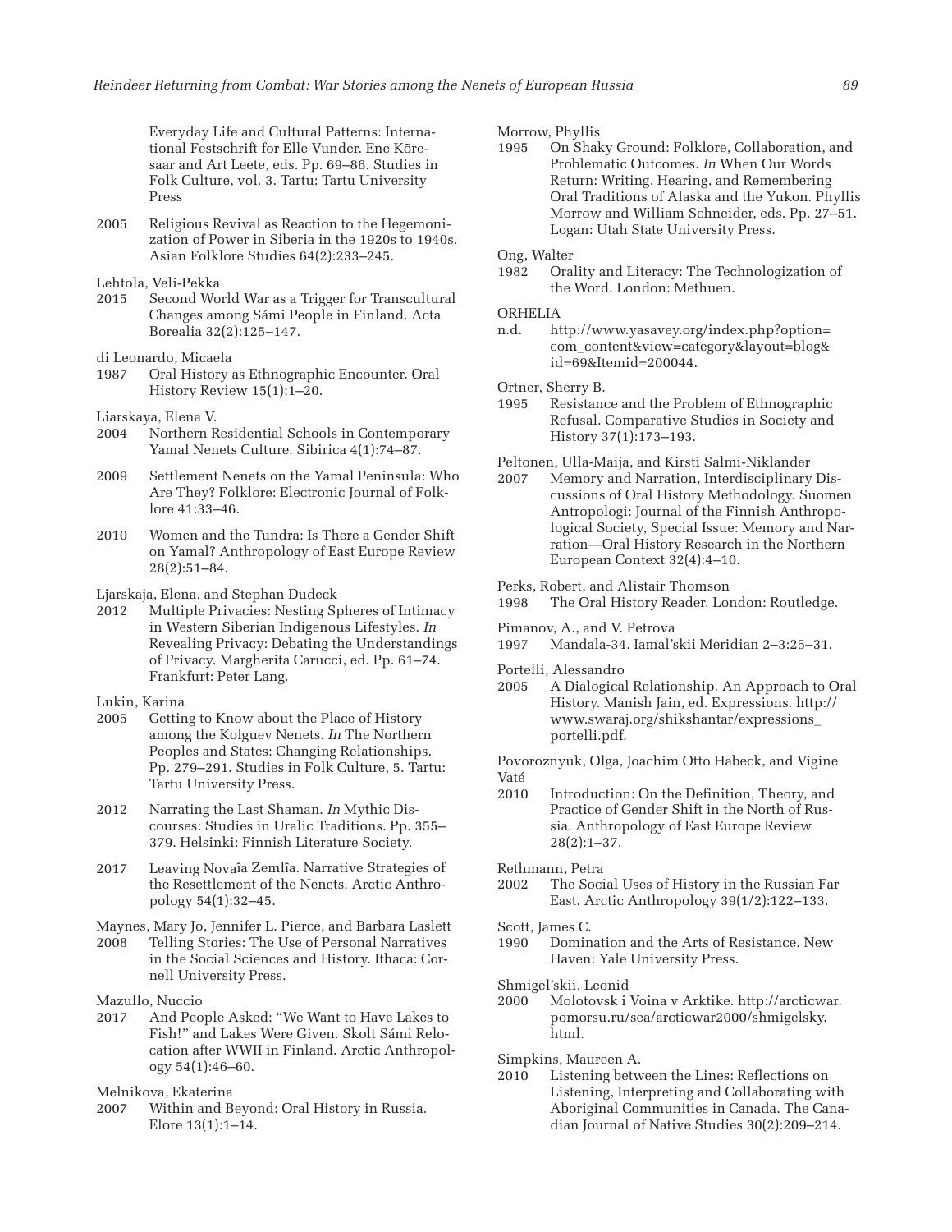Everyday Life and Cultural Patterns: International Festschrift for Elle Vunder. Ene Kõresaar and Art Leete, eds. Pp. 69–86. Studies in Folk Culture, vol. 3. Tartu: Tartu University Press

2005 Religious Revival as Reaction to the Hegemonization of Power in Siberia in the 1920s to 1940s. Asian Folklore Studies 64(2):233–245.

Lehtola, Veli-Pekka
2015 Second World War as a Trigger for Transcultural Changes among Sámi People in Finland. Acta Borealia 32(2):125–147.

di Leonardo, Micaela
1987 Oral History as Ethnographic Encounter. Oral History Review 15(1):1–20.

Liarskaya, Elena V.
2004 Northern Residential Schools in Contemporary Yamal Nenets Culture. Sibirica 4(1):74–87.

2009 Settlement Nenets on the Yamal Peninsula: Who Are They? Folklore: Electronic Journal of Folklore 41:33–46.

2010 Women and the Tundra: Is There a Gender Shift on Yamal? Anthropology of East Europe Review 28(2):51–84.

Ljarskaja, Elena, and Stephan Dudeck
2012 Multiple Privacies: Nesting Spheres of Intimacy in Western Siberian Indigenous Lifestyles. *In* Revealing Privacy: Debating the Understandings of Privacy. Margherita Carucci, ed. Pp. 61–74. Frankfurt: Peter Lang.

Lukin, Karina
2005 Getting to Know about the Place of History among the Kolguev Nenets. *In* The Northern Peoples and States: Changing Relationships. Pp. 279–291. Studies in Folk Culture, 5. Tartu: Tartu University Press.

2012 Narrating the Last Shaman. *In* Mythic Discourses: Studies in Uralic Traditions. Pp. 355–379. Helsinki: Finnish Literature Society.

2017 Leaving Novaîa Zemlîa. Narrative Strategies of the Resettlement of the Nenets. Arctic Anthropology 54(1):32–45.

Maynes, Mary Jo, Jennifer L. Pierce, and Barbara Laslett
2008 Telling Stories: The Use of Personal Narratives in the Social Sciences and History. Ithaca: Cornell University Press.

Mazullo, Nuccio
2017 And People Asked: "We Want to Have Lakes to Fish!" and Lakes Were Given. Skolt Sámi Relocation after WWII in Finland. Arctic Anthropology 54(1):46–60.

Melnikova, Ekaterina
2007 Within and Beyond: Oral History in Russia. Elore 13(1):1–14.

Morrow, Phyllis
1995 On Shaky Ground: Folklore, Collaboration, and Problematic Outcomes. *In* When Our Words Return: Writing, Hearing, and Remembering Oral Traditions of Alaska and the Yukon. Phyllis Morrow and William Schneider, eds. Pp. 27–51. Logan: Utah State University Press.

Ong, Walter
1982 Orality and Literacy: The Technologization of the Word. London: Methuen.

ORHELIA
n.d. http://www.yasavey.org/index.php?option=com_content&view=category&layout=blog&id=69&Itemid=200044.

Ortner, Sherry B.
1995 Resistance and the Problem of Ethnographic Refusal. Comparative Studies in Society and History 37(1):173–193.

Peltonen, Ulla-Maija, and Kirsti Salmi-Niklander
2007 Memory and Narration, Interdisciplinary Discussions of Oral History Methodology. Suomen Antropologi: Journal of the Finnish Anthropological Society, Special Issue: Memory and Narration—Oral History Research in the Northern European Context 32(4):4–10.

Perks, Robert, and Alistair Thomson
1998 The Oral History Reader. London: Routledge.

Pimanov, A., and V. Petrova
1997 Mandala-34. Iamal'skii Meridian 2–3:25–31.

Portelli, Alessandro
2005 A Dialogical Relationship. An Approach to Oral History. Manish Jain, ed. Expressions. http://www.swaraj.org/shikshantar/expressions_portelli.pdf.

Povoroznyuk, Olga, Joachim Otto Habeck, and Vigine Vaté
2010 Introduction: On the Definition, Theory, and Practice of Gender Shift in the North of Russia. Anthropology of East Europe Review 28(2):1–37.

Rethmann, Petra
2002 The Social Uses of History in the Russian Far East. Arctic Anthropology 39(1/2):122–133.

Scott, James C.
1990 Domination and the Arts of Resistance. New Haven: Yale University Press.

Shmigel'skii, Leonid
2000 Molotovsk i Voina v Arktike. http://arcticwar.pomorsu.ru/sea/arcticwar2000/shmigelsky.html.

Simpkins, Maureen A.
2010 Listening between the Lines: Reflections on Listening, Interpreting and Collaborating with Aboriginal Communities in Canada. The Canadian Journal of Native Studies 30(2):209–214.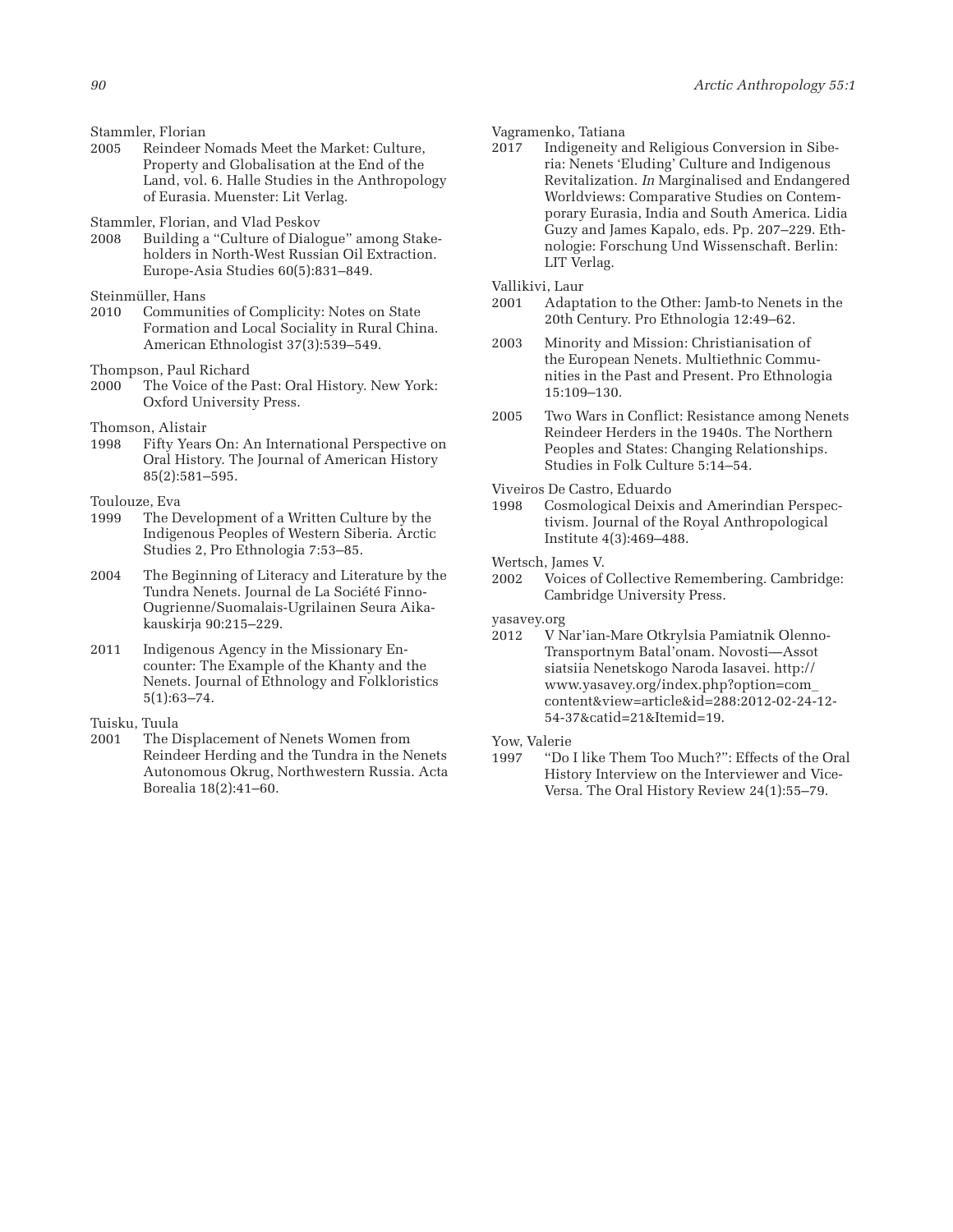Stammler, Florian

2005 Reindeer Nomads Meet the Market: Culture, Property and Globalisation at the End of the Land, vol. 6. Halle Studies in the Anthropology of Eurasia. Muenster: Lit Verlag.

Stammler, Florian, and Vlad Peskov

2008 Building a "Culture of Dialogue" among Stakeholders in North-West Russian Oil Extraction. Europe-Asia Studies 60(5):831–849.

Steinmüller, Hans

2010 Communities of Complicity: Notes on State Formation and Local Sociality in Rural China. American Ethnologist 37(3):539–549.

Thompson, Paul Richard

2000 The Voice of the Past: Oral History. New York: Oxford University Press.

Thomson, Alistair

1998 Fifty Years On: An International Perspective on Oral History. The Journal of American History 85(2):581–595.

Toulouze, Eva

1999 The Development of a Written Culture by the Indigenous Peoples of Western Siberia. Arctic Studies 2, Pro Ethnologia 7:53–85.

2004 The Beginning of Literacy and Literature by the Tundra Nenets. Journal de La Société Finno-Ougrienne/Suomalais-Ugrilainen Seura Aikakauskirja 90:215–229.

2011 Indigenous Agency in the Missionary Encounter: The Example of the Khanty and the Nenets. Journal of Ethnology and Folkloristics 5(1):63–74.

Tuisku, Tuula

2001 The Displacement of Nenets Women from Reindeer Herding and the Tundra in the Nenets Autonomous Okrug, Northwestern Russia. Acta Borealia 18(2):41–60.

Vagramenko, Tatiana

2017 Indigeneity and Religious Conversion in Siberia: Nenets 'Eluding' Culture and Indigenous Revitalization. *In* Marginalised and Endangered Worldviews: Comparative Studies on Contemporary Eurasia, India and South America. Lidia Guzy and James Kapalo, eds. Pp. 207–229. Ethnologie: Forschung Und Wissenschaft. Berlin: LIT Verlag.

Vallikivi, Laur

2001 Adaptation to the Other: Jamb-to Nenets in the 20th Century. Pro Ethnologia 12:49–62.

2003 Minority and Mission: Christianisation of the European Nenets. Multiethnic Communities in the Past and Present. Pro Ethnologia 15:109–130.

2005 Two Wars in Conflict: Resistance among Nenets Reindeer Herders in the 1940s. The Northern Peoples and States: Changing Relationships. Studies in Folk Culture 5:14–54.

Viveiros De Castro, Eduardo

1998 Cosmological Deixis and Amerindian Perspectivism. Journal of the Royal Anthropological Institute 4(3):469–488.

Wertsch, James V.

2002 Voices of Collective Remembering. Cambridge: Cambridge University Press.

yasavey.org

2012 V Nar'ian-Mare Otkrylsia Pamiatnik Olenno-Transportnym Batal'onam. Novosti—Assotsiatsiia Nenetskogo Naroda Iasavei. http://www.yasavey.org/index.php?option=com_content&view=article&id=288:2012-02-24-12-54-37&catid=21&Itemid=19.

Yow, Valerie

1997 "Do I like Them Too Much?": Effects of the Oral History Interview on the Interviewer and Vice-Versa. The Oral History Review 24(1):55–79.